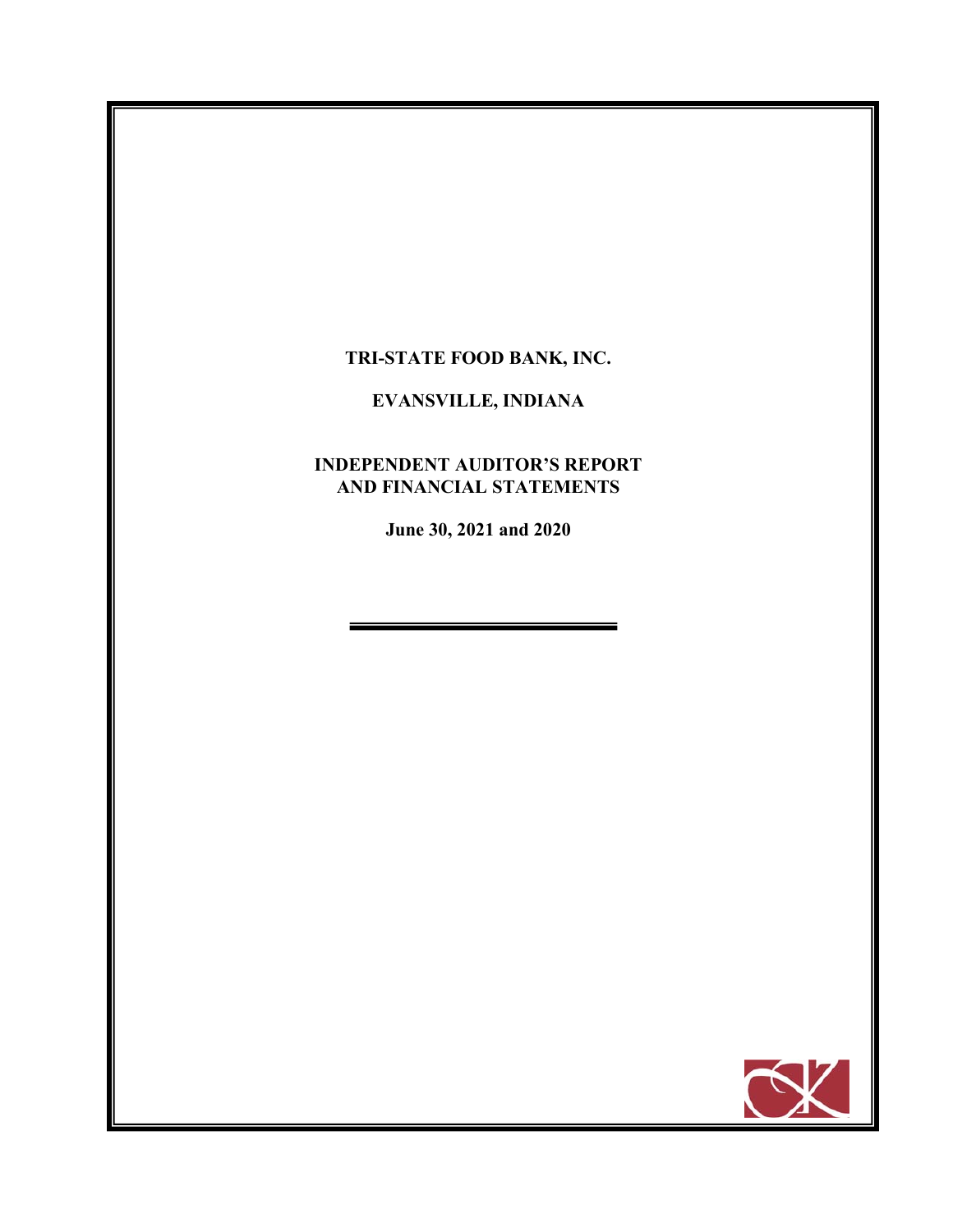# TRI-STATE FOOD BANK, INC.

## EVANSVILLE, INDIANA

## INDEPENDENT AUDITOR'S REPORT AND FINANCIAL STATEMENTS

**June 30, 2021 and 2020**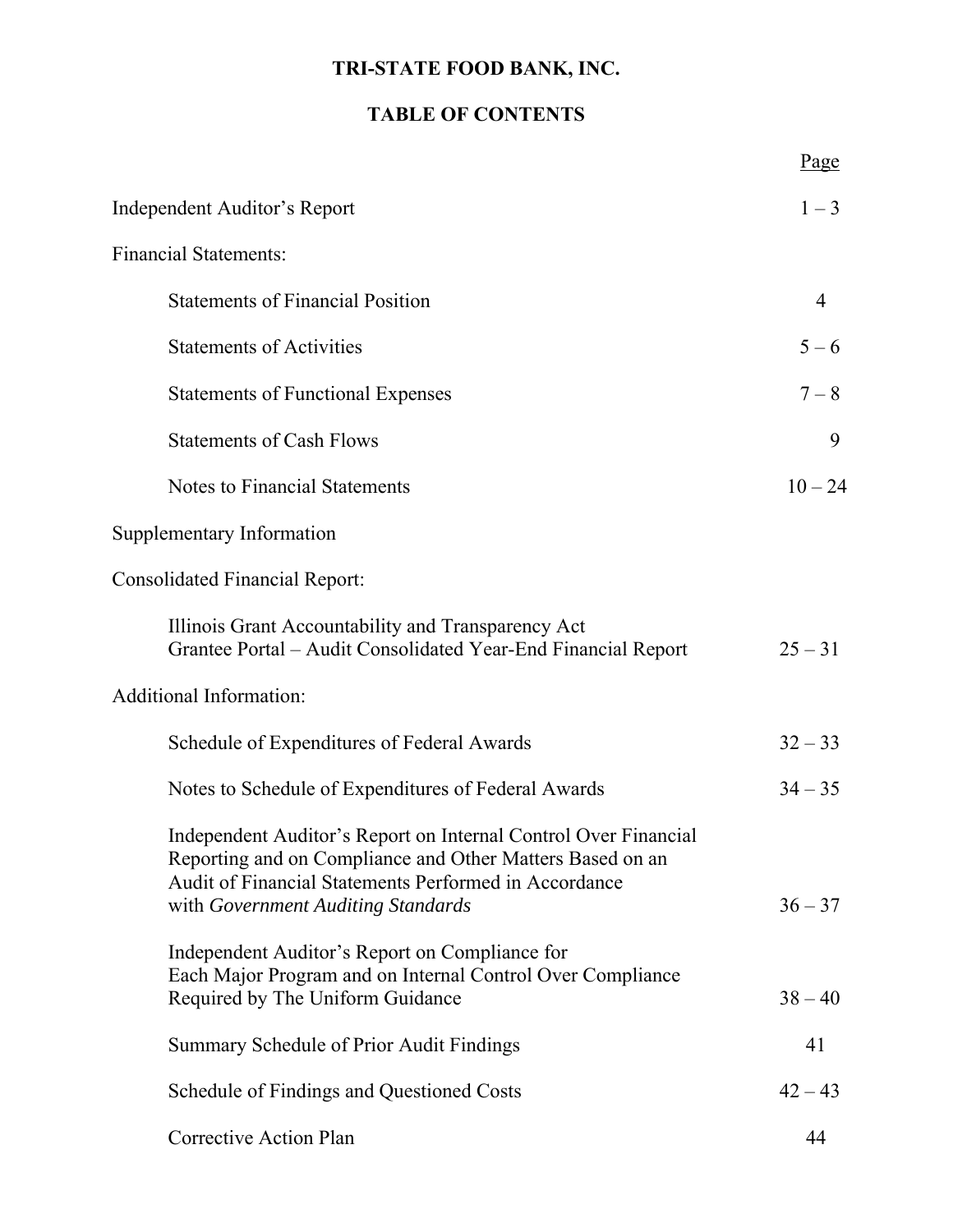# TRI-STATE FOOD BANK, INC.

## TABLE OF CONTENTS

| | Page |
|---|---|
| Independent Auditor's Report | 1 – 3 |
| Financial Statements: | |
| Statements of Financial Position | 4 |
| Statements of Activities | 5 – 6 |
| Statements of Functional Expenses | 7 – 8 |
| Statements of Cash Flows | 9 |
| Notes to Financial Statements | 10 – 24 |
| Supplementary Information | |
| Consolidated Financial Report: | |
| Illinois Grant Accountability and Transparency Act Grantee Portal – Audit Consolidated Year-End Financial Report | 25 – 31 |
| Additional Information: | |
| Schedule of Expenditures of Federal Awards | 32 – 33 |
| Notes to Schedule of Expenditures of Federal Awards | 34 – 35 |
| Independent Auditor's Report on Internal Control Over Financial Reporting and on Compliance and Other Matters Based on an Audit of Financial Statements Performed in Accordance with *Government Auditing Standards* | 36 – 37 |
| Independent Auditor's Report on Compliance for Each Major Program and on Internal Control Over Compliance Required by The Uniform Guidance | 38 – 40 |
| Summary Schedule of Prior Audit Findings | 41 |
| Schedule of Findings and Questioned Costs | 42 – 43 |
| Corrective Action Plan | 44 |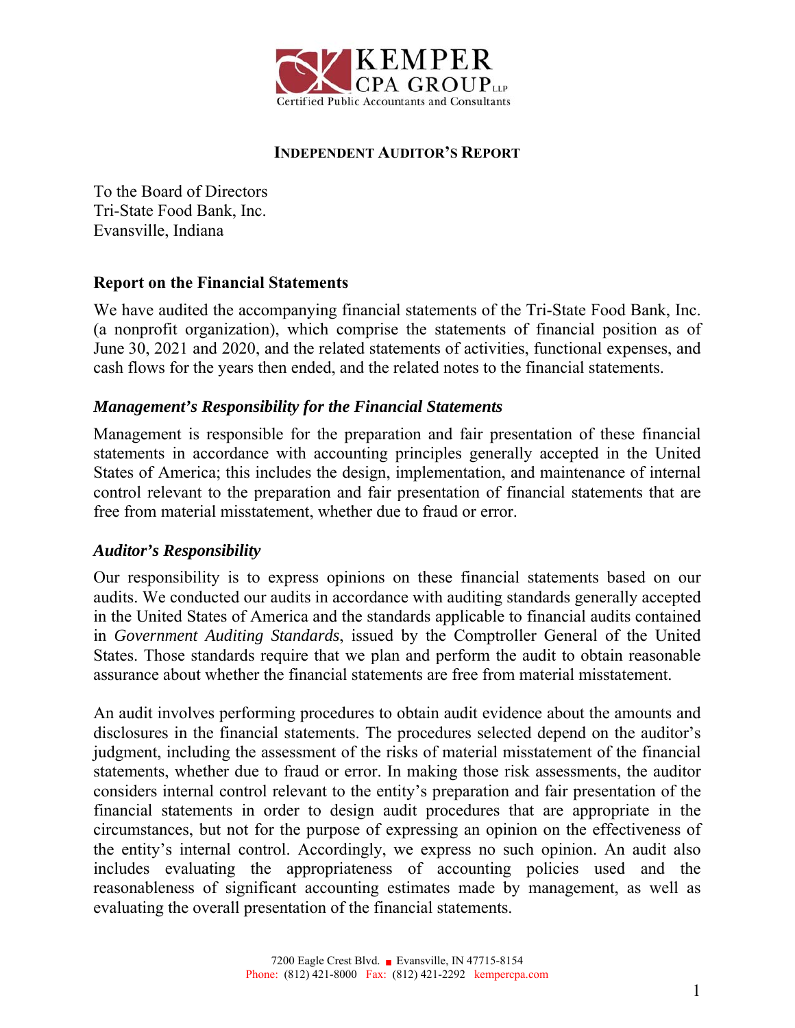KEMPER CPA GROUP LLP
Certified Public Accountants and Consultants

## INDEPENDENT AUDITOR'S REPORT

To the Board of Directors
Tri-State Food Bank, Inc.
Evansville, Indiana

### Report on the Financial Statements

We have audited the accompanying financial statements of the Tri-State Food Bank, Inc. (a nonprofit organization), which comprise the statements of financial position as of June 30, 2021 and 2020, and the related statements of activities, functional expenses, and cash flows for the years then ended, and the related notes to the financial statements.

#### *Management's Responsibility for the Financial Statements*

Management is responsible for the preparation and fair presentation of these financial statements in accordance with accounting principles generally accepted in the United States of America; this includes the design, implementation, and maintenance of internal control relevant to the preparation and fair presentation of financial statements that are free from material misstatement, whether due to fraud or error.

#### *Auditor's Responsibility*

Our responsibility is to express opinions on these financial statements based on our audits. We conducted our audits in accordance with auditing standards generally accepted in the United States of America and the standards applicable to financial audits contained in *Government Auditing Standards*, issued by the Comptroller General of the United States. Those standards require that we plan and perform the audit to obtain reasonable assurance about whether the financial statements are free from material misstatement.

An audit involves performing procedures to obtain audit evidence about the amounts and disclosures in the financial statements. The procedures selected depend on the auditor's judgment, including the assessment of the risks of material misstatement of the financial statements, whether due to fraud or error. In making those risk assessments, the auditor considers internal control relevant to the entity's preparation and fair presentation of the financial statements in order to design audit procedures that are appropriate in the circumstances, but not for the purpose of expressing an opinion on the effectiveness of the entity's internal control. Accordingly, we express no such opinion. An audit also includes evaluating the appropriateness of accounting policies used and the reasonableness of significant accounting estimates made by management, as well as evaluating the overall presentation of the financial statements.

7200 Eagle Crest Blvd. ■ Evansville, IN 47715-8154
Phone: (812) 421-8000 Fax: (812) 421-2292 kempercpa.com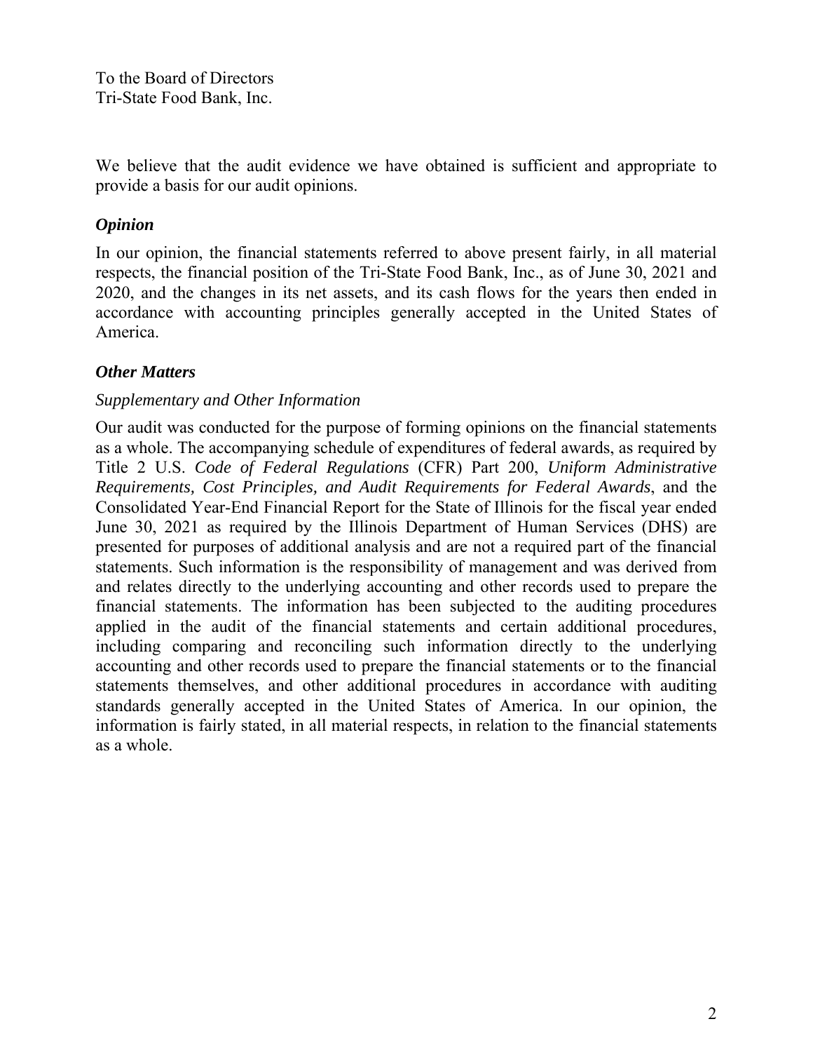To the Board of Directors
Tri-State Food Bank, Inc.

We believe that the audit evidence we have obtained is sufficient and appropriate to provide a basis for our audit opinions.

***Opinion***

In our opinion, the financial statements referred to above present fairly, in all material respects, the financial position of the Tri-State Food Bank, Inc., as of June 30, 2021 and 2020, and the changes in its net assets, and its cash flows for the years then ended in accordance with accounting principles generally accepted in the United States of America.

***Other Matters***

*Supplementary and Other Information*

Our audit was conducted for the purpose of forming opinions on the financial statements as a whole. The accompanying schedule of expenditures of federal awards, as required by Title 2 U.S. *Code of Federal Regulations* (CFR) Part 200, *Uniform Administrative Requirements, Cost Principles, and Audit Requirements for Federal Awards*, and the Consolidated Year-End Financial Report for the State of Illinois for the fiscal year ended June 30, 2021 as required by the Illinois Department of Human Services (DHS) are presented for purposes of additional analysis and are not a required part of the financial statements. Such information is the responsibility of management and was derived from and relates directly to the underlying accounting and other records used to prepare the financial statements. The information has been subjected to the auditing procedures applied in the audit of the financial statements and certain additional procedures, including comparing and reconciling such information directly to the underlying accounting and other records used to prepare the financial statements or to the financial statements themselves, and other additional procedures in accordance with auditing standards generally accepted in the United States of America. In our opinion, the information is fairly stated, in all material respects, in relation to the financial statements as a whole.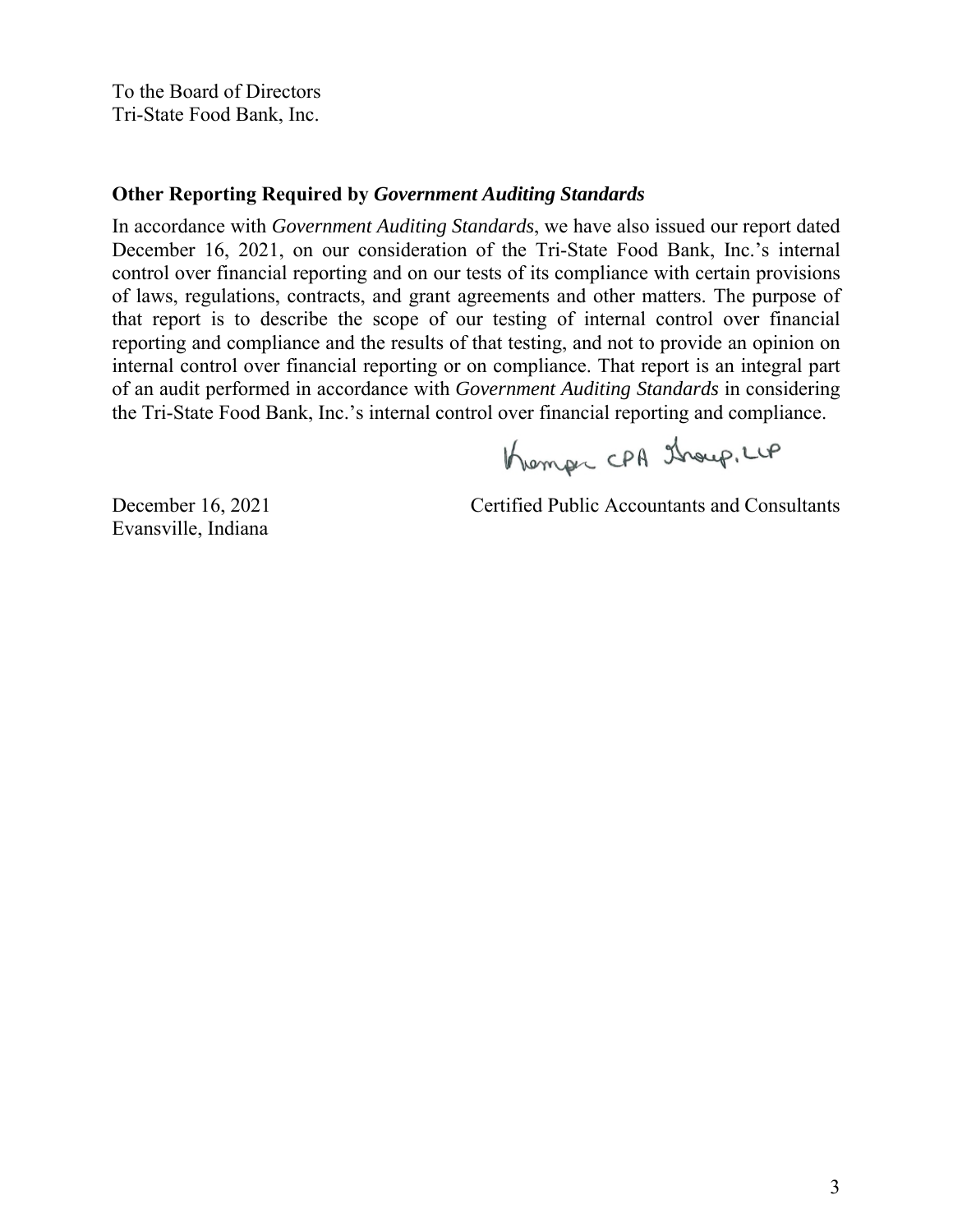To the Board of Directors
Tri-State Food Bank, Inc.

## Other Reporting Required by *Government Auditing Standards*

In accordance with *Government Auditing Standards*, we have also issued our report dated December 16, 2021, on our consideration of the Tri-State Food Bank, Inc.'s internal control over financial reporting and on our tests of its compliance with certain provisions of laws, regulations, contracts, and grant agreements and other matters. The purpose of that report is to describe the scope of our testing of internal control over financial reporting and compliance and the results of that testing, and not to provide an opinion on internal control over financial reporting or on compliance. That report is an integral part of an audit performed in accordance with *Government Auditing Standards* in considering the Tri-State Food Bank, Inc.'s internal control over financial reporting and compliance.

Kemper CPA Group, LLP

Certified Public Accountants and Consultants

December 16, 2021
Evansville, Indiana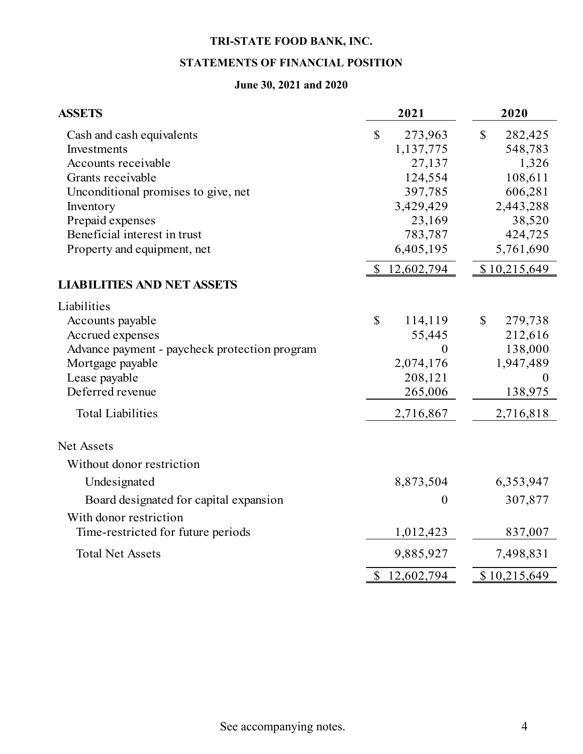# TRI-STATE FOOD BANK, INC.

## STATEMENTS OF FINANCIAL POSITION

### June 30, 2021 and 2020

| ASSETS | 2021 | 2020 |
|---|---|---|
| Cash and cash equivalents | $ 273,963 | $ 282,425 |
| Investments | 1,137,775 | 548,783 |
| Accounts receivable | 27,137 | 1,326 |
| Grants receivable | 124,554 | 108,611 |
| Unconditional promises to give, net | 397,785 | 606,281 |
| Inventory | 3,429,429 | 2,443,288 |
| Prepaid expenses | 23,169 | 38,520 |
| Beneficial interest in trust | 783,787 | 424,725 |
| Property and equipment, net | 6,405,195 | 5,761,690 |
| | $ 12,602,794 | $ 10,215,649 |
| **LIABILITIES AND NET ASSETS** | | |
| Liabilities | | |
| Accounts payable | $ 114,119 | $ 279,738 |
| Accrued expenses | 55,445 | 212,616 |
| Advance payment - paycheck protection program | 0 | 138,000 |
| Mortgage payable | 2,074,176 | 1,947,489 |
| Lease payable | 208,121 | 0 |
| Deferred revenue | 265,006 | 138,975 |
| Total Liabilities | 2,716,867 | 2,716,818 |
| Net Assets | | |
| Without donor restriction | | |
| Undesignated | 8,873,504 | 6,353,947 |
| Board designated for capital expansion | 0 | 307,877 |
| With donor restriction | | |
| Time-restricted for future periods | 1,012,423 | 837,007 |
| Total Net Assets | 9,885,927 | 7,498,831 |
| | $ 12,602,794 | $ 10,215,649 |

See accompanying notes.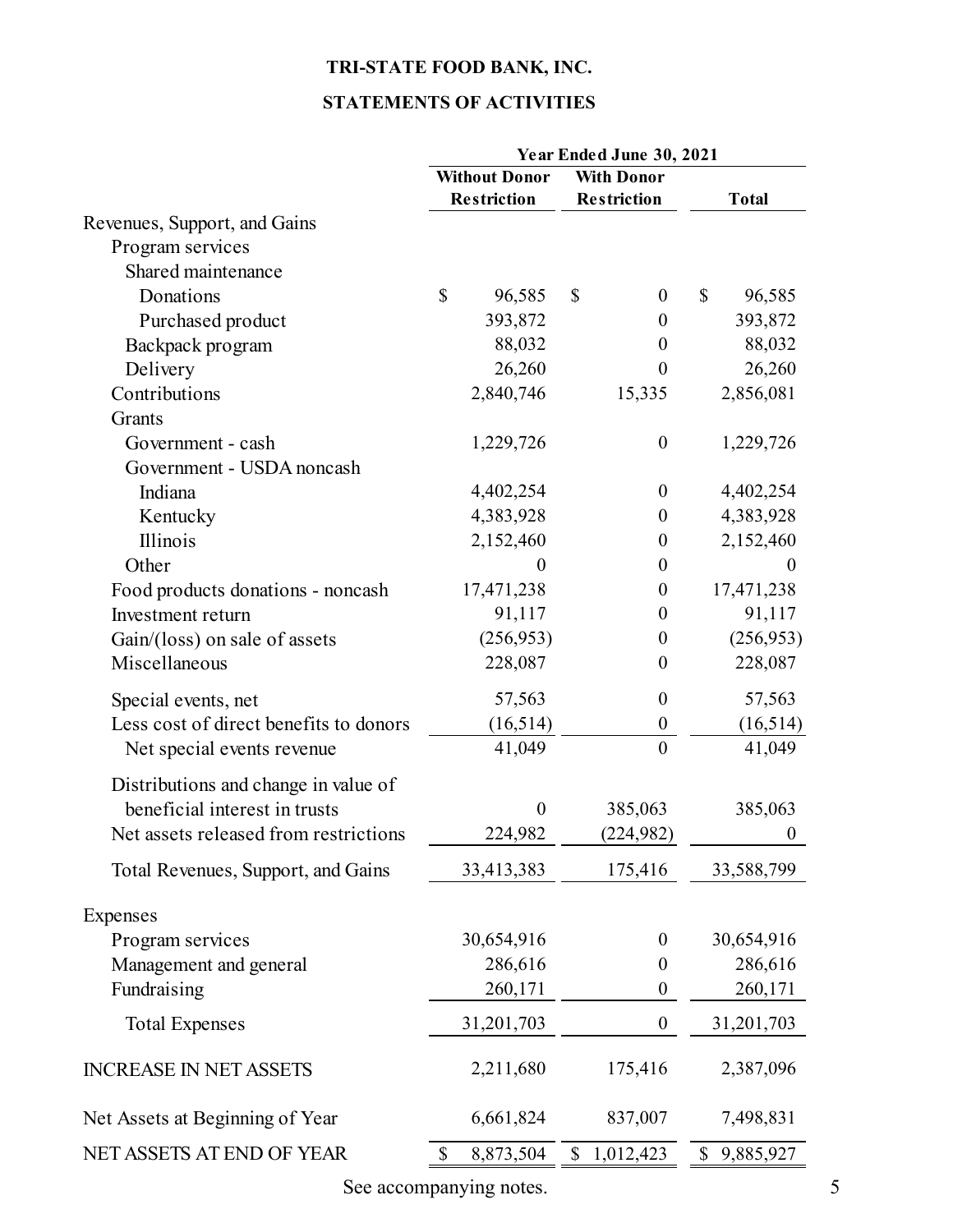# TRI-STATE FOOD BANK, INC.

## STATEMENTS OF ACTIVITIES

| | Year Ended June 30, 2021 | | |
|---|---|---|---|
| | Without Donor Restriction | With Donor Restriction | Total |
| Revenues, Support, and Gains | | | |
| Program services | | | |
| Shared maintenance | | | |
| Donations | $ 96,585 | $ 0 | $ 96,585 |
| Purchased product | 393,872 | 0 | 393,872 |
| Backpack program | 88,032 | 0 | 88,032 |
| Delivery | 26,260 | 0 | 26,260 |
| Contributions | 2,840,746 | 15,335 | 2,856,081 |
| Grants | | | |
| Government - cash | 1,229,726 | 0 | 1,229,726 |
| Government - USDA noncash | | | |
| Indiana | 4,402,254 | 0 | 4,402,254 |
| Kentucky | 4,383,928 | 0 | 4,383,928 |
| Illinois | 2,152,460 | 0 | 2,152,460 |
| Other | 0 | 0 | 0 |
| Food products donations - noncash | 17,471,238 | 0 | 17,471,238 |
| Investment return | 91,117 | 0 | 91,117 |
| Gain/(loss) on sale of assets | (256,953) | 0 | (256,953) |
| Miscellaneous | 228,087 | 0 | 228,087 |
| Special events, net | 57,563 | 0 | 57,563 |
| Less cost of direct benefits to donors | (16,514) | 0 | (16,514) |
| Net special events revenue | 41,049 | 0 | 41,049 |
| Distributions and change in value of beneficial interest in trusts | 0 | 385,063 | 385,063 |
| Net assets released from restrictions | 224,982 | (224,982) | 0 |
| Total Revenues, Support, and Gains | 33,413,383 | 175,416 | 33,588,799 |
| Expenses | | | |
| Program services | 30,654,916 | 0 | 30,654,916 |
| Management and general | 286,616 | 0 | 286,616 |
| Fundraising | 260,171 | 0 | 260,171 |
| Total Expenses | 31,201,703 | 0 | 31,201,703 |
| INCREASE IN NET ASSETS | 2,211,680 | 175,416 | 2,387,096 |
| Net Assets at Beginning of Year | 6,661,824 | 837,007 | 7,498,831 |
| NET ASSETS AT END OF YEAR | $ 8,873,504 | $ 1,012,423 | $ 9,885,927 |

See accompanying notes.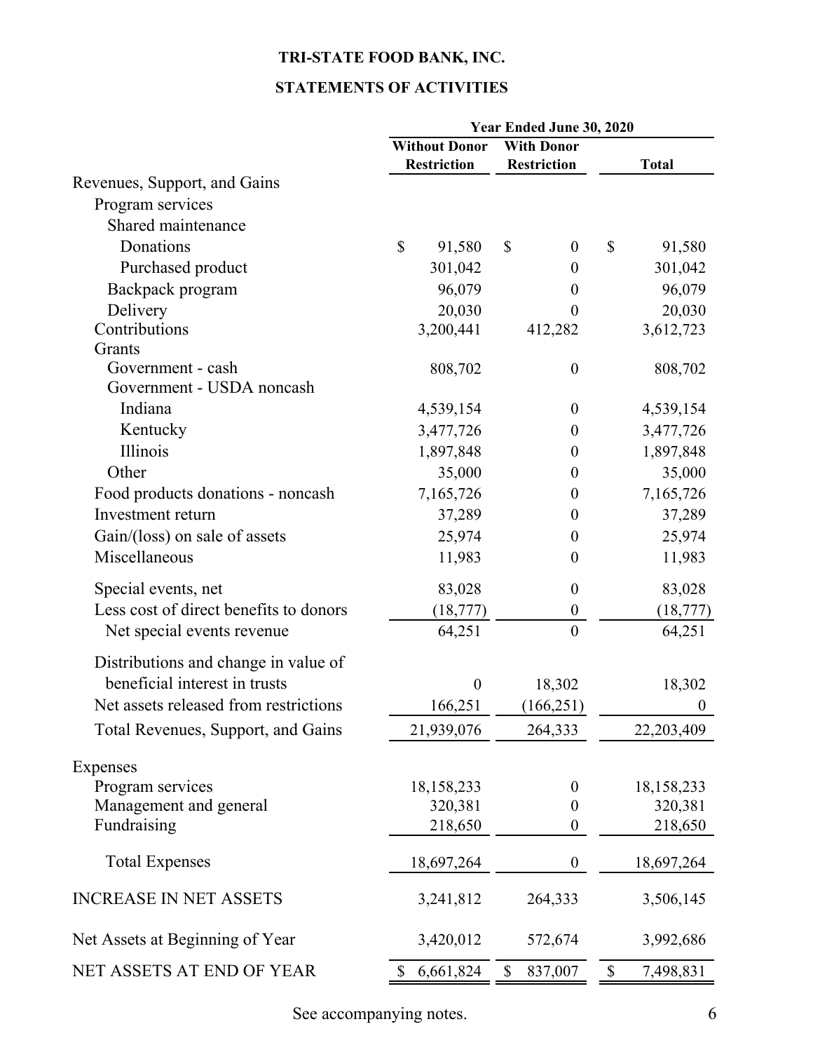# TRI-STATE FOOD BANK, INC.

## STATEMENTS OF ACTIVITIES

| | Year Ended June 30, 2020 | | |
|---|---|---|---|
| | Without Donor Restriction | With Donor Restriction | Total |
| Revenues, Support, and Gains | | | |
| Program services | | | |
| Shared maintenance | | | |
| Donations | $ 91,580 | $ 0 | $ 91,580 |
| Purchased product | 301,042 | 0 | 301,042 |
| Backpack program | 96,079 | 0 | 96,079 |
| Delivery | 20,030 | 0 | 20,030 |
| Contributions | 3,200,441 | 412,282 | 3,612,723 |
| Grants | | | |
| Government - cash | 808,702 | 0 | 808,702 |
| Government - USDA noncash | | | |
| Indiana | 4,539,154 | 0 | 4,539,154 |
| Kentucky | 3,477,726 | 0 | 3,477,726 |
| Illinois | 1,897,848 | 0 | 1,897,848 |
| Other | 35,000 | 0 | 35,000 |
| Food products donations - noncash | 7,165,726 | 0 | 7,165,726 |
| Investment return | 37,289 | 0 | 37,289 |
| Gain/(loss) on sale of assets | 25,974 | 0 | 25,974 |
| Miscellaneous | 11,983 | 0 | 11,983 |
| Special events, net | 83,028 | 0 | 83,028 |
| Less cost of direct benefits to donors | (18,777) | 0 | (18,777) |
| Net special events revenue | 64,251 | 0 | 64,251 |
| Distributions and change in value of beneficial interest in trusts | 0 | 18,302 | 18,302 |
| Net assets released from restrictions | 166,251 | (166,251) | 0 |
| Total Revenues, Support, and Gains | 21,939,076 | 264,333 | 22,203,409 |
| Expenses | | | |
| Program services | 18,158,233 | 0 | 18,158,233 |
| Management and general | 320,381 | 0 | 320,381 |
| Fundraising | 218,650 | 0 | 218,650 |
| Total Expenses | 18,697,264 | 0 | 18,697,264 |
| INCREASE IN NET ASSETS | 3,241,812 | 264,333 | 3,506,145 |
| Net Assets at Beginning of Year | 3,420,012 | 572,674 | 3,992,686 |
| NET ASSETS AT END OF YEAR | $ 6,661,824 | $ 837,007 | $ 7,498,831 |

See accompanying notes.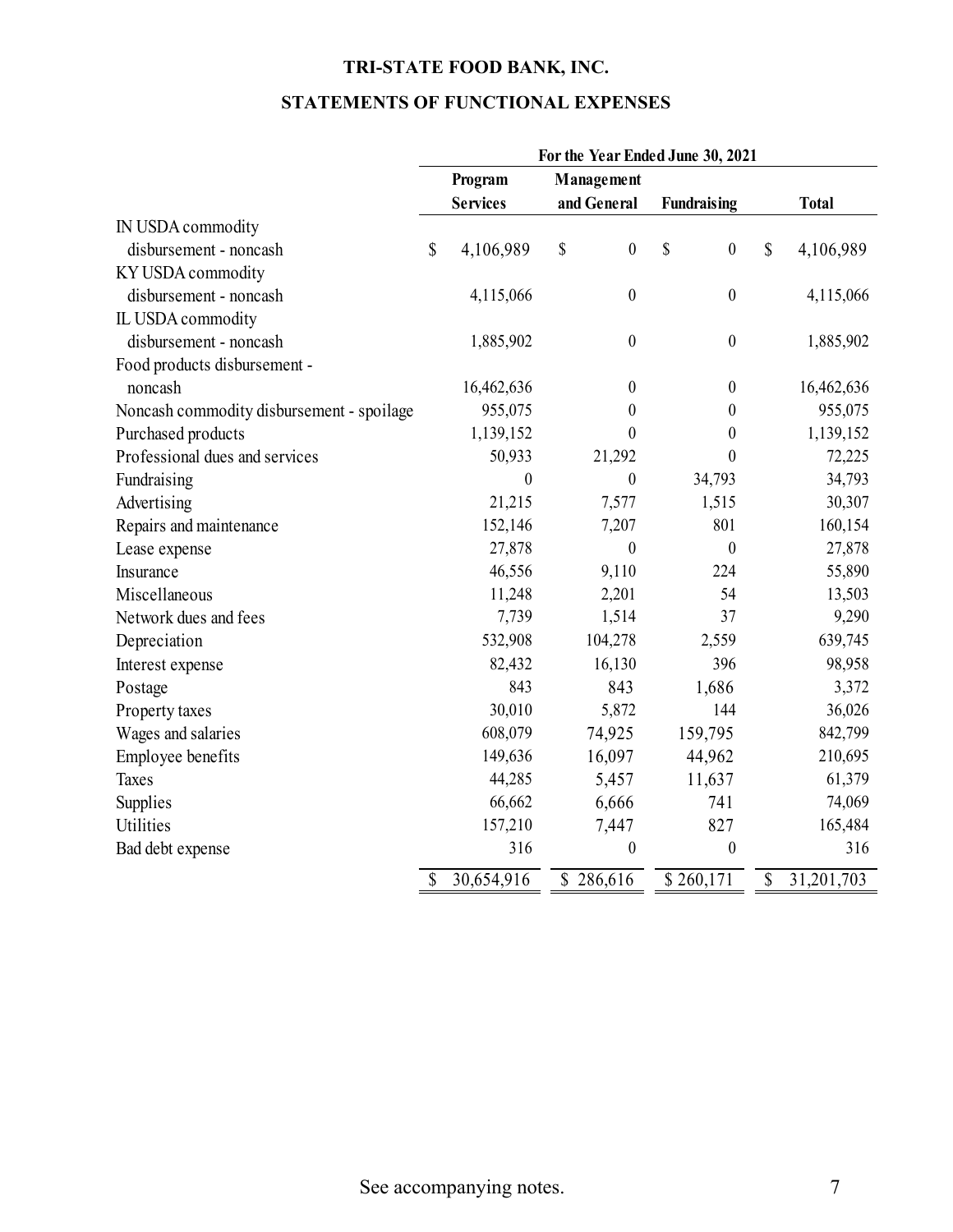# TRI-STATE FOOD BANK, INC.

## STATEMENTS OF FUNCTIONAL EXPENSES

| | For the Year Ended June 30, 2021 | | | |
|---|---|---|---|---|
| | Program Services | Management and General | Fundraising | Total |
| IN USDA commodity disbursement - noncash | $ 4,106,989 | $ 0 | $ 0 | $ 4,106,989 |
| KY USDA commodity disbursement - noncash | 4,115,066 | 0 | 0 | 4,115,066 |
| IL USDA commodity disbursement - noncash | 1,885,902 | 0 | 0 | 1,885,902 |
| Food products disbursement - noncash | 16,462,636 | 0 | 0 | 16,462,636 |
| Noncash commodity disbursement - spoilage | 955,075 | 0 | 0 | 955,075 |
| Purchased products | 1,139,152 | 0 | 0 | 1,139,152 |
| Professional dues and services | 50,933 | 21,292 | 0 | 72,225 |
| Fundraising | 0 | 0 | 34,793 | 34,793 |
| Advertising | 21,215 | 7,577 | 1,515 | 30,307 |
| Repairs and maintenance | 152,146 | 7,207 | 801 | 160,154 |
| Lease expense | 27,878 | 0 | 0 | 27,878 |
| Insurance | 46,556 | 9,110 | 224 | 55,890 |
| Miscellaneous | 11,248 | 2,201 | 54 | 13,503 |
| Network dues and fees | 7,739 | 1,514 | 37 | 9,290 |
| Depreciation | 532,908 | 104,278 | 2,559 | 639,745 |
| Interest expense | 82,432 | 16,130 | 396 | 98,958 |
| Postage | 843 | 843 | 1,686 | 3,372 |
| Property taxes | 30,010 | 5,872 | 144 | 36,026 |
| Wages and salaries | 608,079 | 74,925 | 159,795 | 842,799 |
| Employee benefits | 149,636 | 16,097 | 44,962 | 210,695 |
| Taxes | 44,285 | 5,457 | 11,637 | 61,379 |
| Supplies | 66,662 | 6,666 | 741 | 74,069 |
| Utilities | 157,210 | 7,447 | 827 | 165,484 |
| Bad debt expense | 316 | 0 | 0 | 316 |
| | $ 30,654,916 | $ 286,616 | $ 260,171 | $ 31,201,703 |

See accompanying notes.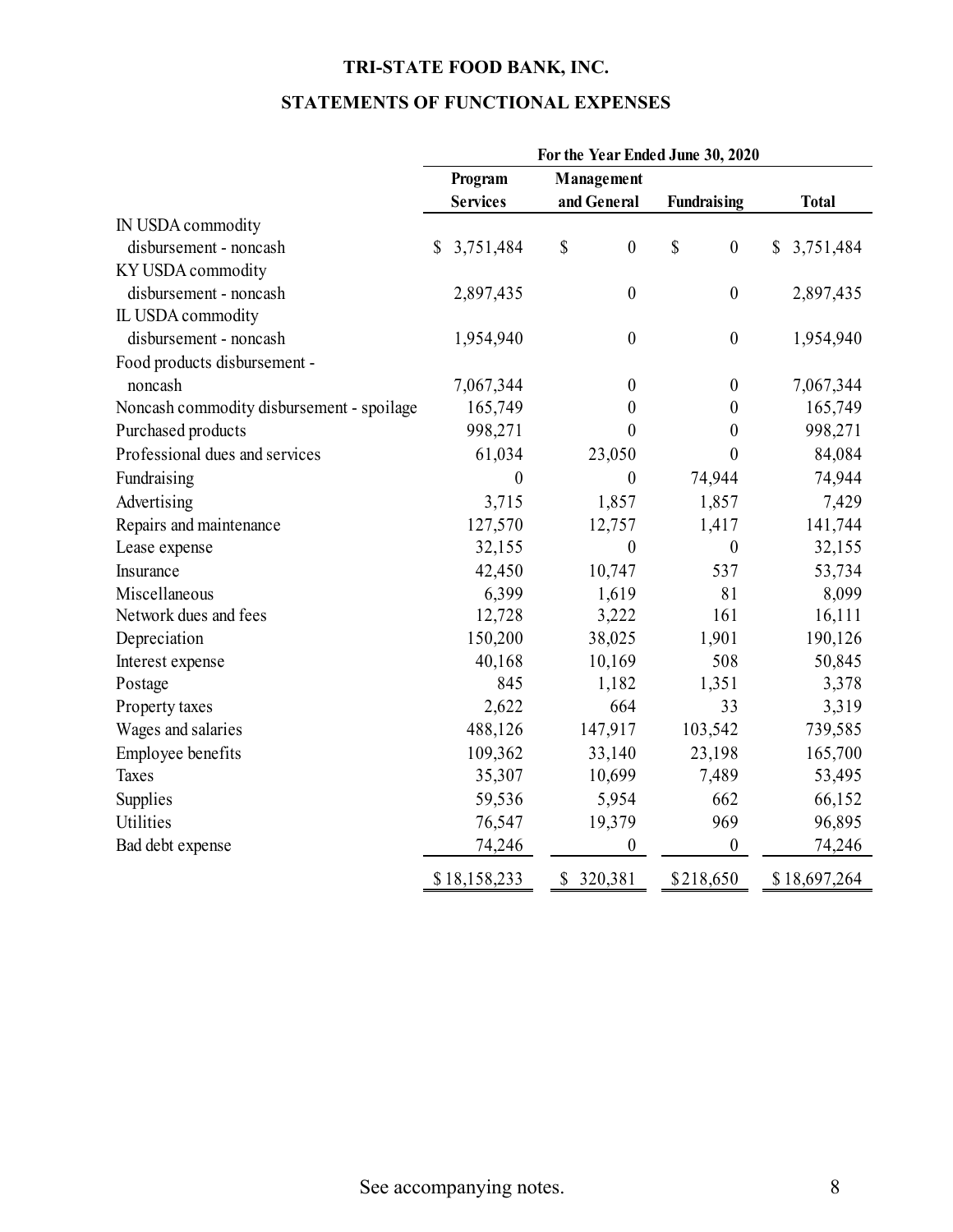# TRI-STATE FOOD BANK, INC.

## STATEMENTS OF FUNCTIONAL EXPENSES

| | For the Year Ended June 30, 2020 | | | |
|---|---|---|---|---|
| | Program Services | Management and General | Fundraising | Total |
| IN USDA commodity disbursement - noncash | $ 3,751,484 | $ 0 | $ 0 | $ 3,751,484 |
| KY USDA commodity disbursement - noncash | 2,897,435 | 0 | 0 | 2,897,435 |
| IL USDA commodity disbursement - noncash | 1,954,940 | 0 | 0 | 1,954,940 |
| Food products disbursement - noncash | 7,067,344 | 0 | 0 | 7,067,344 |
| Noncash commodity disbursement - spoilage | 165,749 | 0 | 0 | 165,749 |
| Purchased products | 998,271 | 0 | 0 | 998,271 |
| Professional dues and services | 61,034 | 23,050 | 0 | 84,084 |
| Fundraising | 0 | 0 | 74,944 | 74,944 |
| Advertising | 3,715 | 1,857 | 1,857 | 7,429 |
| Repairs and maintenance | 127,570 | 12,757 | 1,417 | 141,744 |
| Lease expense | 32,155 | 0 | 0 | 32,155 |
| Insurance | 42,450 | 10,747 | 537 | 53,734 |
| Miscellaneous | 6,399 | 1,619 | 81 | 8,099 |
| Network dues and fees | 12,728 | 3,222 | 161 | 16,111 |
| Depreciation | 150,200 | 38,025 | 1,901 | 190,126 |
| Interest expense | 40,168 | 10,169 | 508 | 50,845 |
| Postage | 845 | 1,182 | 1,351 | 3,378 |
| Property taxes | 2,622 | 664 | 33 | 3,319 |
| Wages and salaries | 488,126 | 147,917 | 103,542 | 739,585 |
| Employee benefits | 109,362 | 33,140 | 23,198 | 165,700 |
| Taxes | 35,307 | 10,699 | 7,489 | 53,495 |
| Supplies | 59,536 | 5,954 | 662 | 66,152 |
| Utilities | 76,547 | 19,379 | 969 | 96,895 |
| Bad debt expense | 74,246 | 0 | 0 | 74,246 |
| | $ 18,158,233 | $ 320,381 | $ 218,650 | $ 18,697,264 |

See accompanying notes.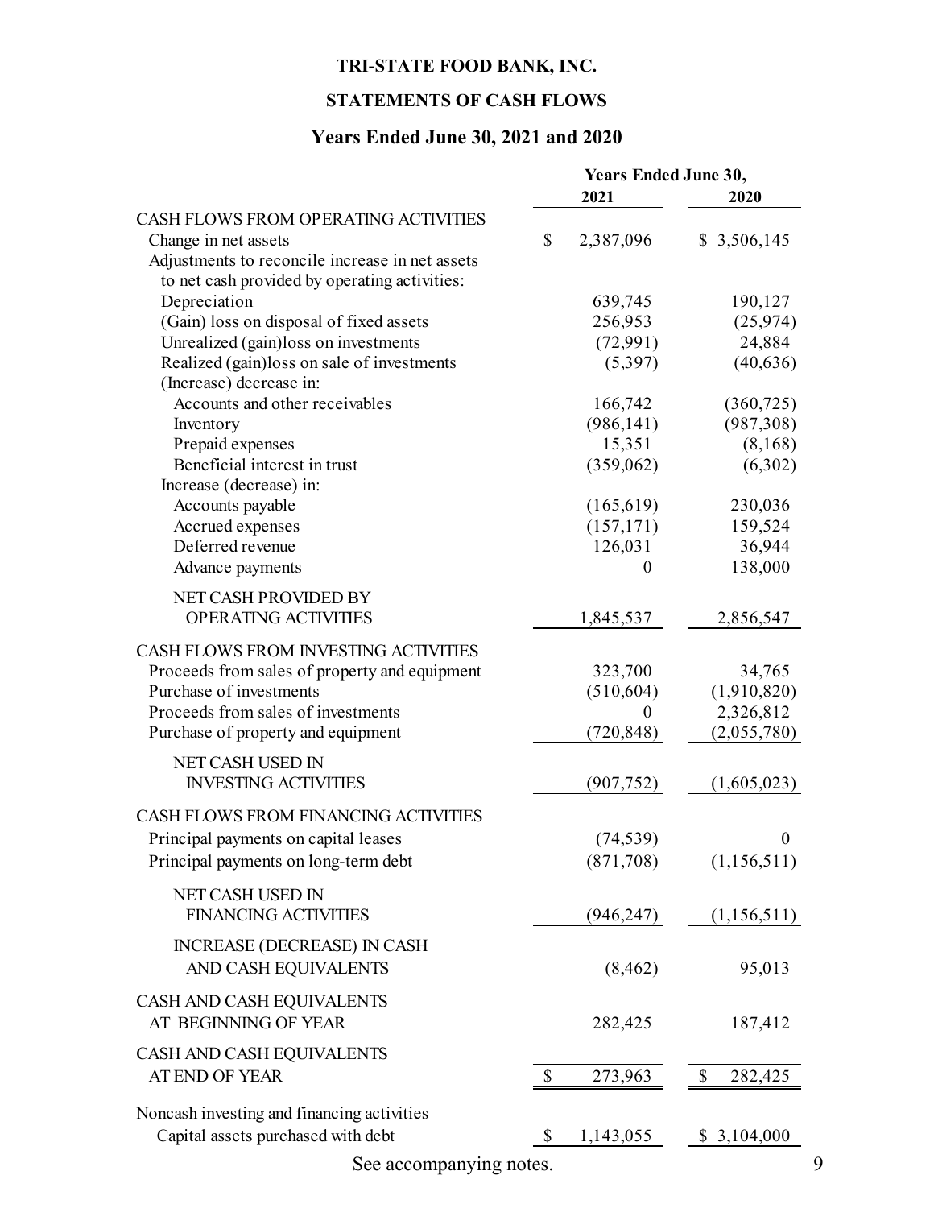# TRI-STATE FOOD BANK, INC.

## STATEMENTS OF CASH FLOWS

### Years Ended June 30, 2021 and 2020

| | Years Ended June 30, 2021 | Years Ended June 30, 2020 |
|---|---|---|
| **CASH FLOWS FROM OPERATING ACTIVITIES** | | |
| Change in net assets | $ 2,387,096 | $ 3,506,145 |
| Adjustments to reconcile increase in net assets to net cash provided by operating activities: | | |
| Depreciation | 639,745 | 190,127 |
| (Gain) loss on disposal of fixed assets | 256,953 | (25,974) |
| Unrealized (gain)loss on investments | (72,991) | 24,884 |
| Realized (gain)loss on sale of investments | (5,397) | (40,636) |
| (Increase) decrease in: | | |
| Accounts and other receivables | 166,742 | (360,725) |
| Inventory | (986,141) | (987,308) |
| Prepaid expenses | 15,351 | (8,168) |
| Beneficial interest in trust | (359,062) | (6,302) |
| Increase (decrease) in: | | |
| Accounts payable | (165,619) | 230,036 |
| Accrued expenses | (157,171) | 159,524 |
| Deferred revenue | 126,031 | 36,944 |
| Advance payments | 0 | 138,000 |
| NET CASH PROVIDED BY OPERATING ACTIVITIES | 1,845,537 | 2,856,547 |
| **CASH FLOWS FROM INVESTING ACTIVITIES** | | |
| Proceeds from sales of property and equipment | 323,700 | 34,765 |
| Purchase of investments | (510,604) | (1,910,820) |
| Proceeds from sales of investments | 0 | 2,326,812 |
| Purchase of property and equipment | (720,848) | (2,055,780) |
| NET CASH USED IN INVESTING ACTIVITIES | (907,752) | (1,605,023) |
| **CASH FLOWS FROM FINANCING ACTIVITIES** | | |
| Principal payments on capital leases | (74,539) | 0 |
| Principal payments on long-term debt | (871,708) | (1,156,511) |
| NET CASH USED IN FINANCING ACTIVITIES | (946,247) | (1,156,511) |
| INCREASE (DECREASE) IN CASH AND CASH EQUIVALENTS | (8,462) | 95,013 |
| CASH AND CASH EQUIVALENTS AT BEGINNING OF YEAR | 282,425 | 187,412 |
| CASH AND CASH EQUIVALENTS AT END OF YEAR | $ 273,963 | $ 282,425 |
| Noncash investing and financing activities | | |
| Capital assets purchased with debt | $ 1,143,055 | $ 3,104,000 |

See accompanying notes.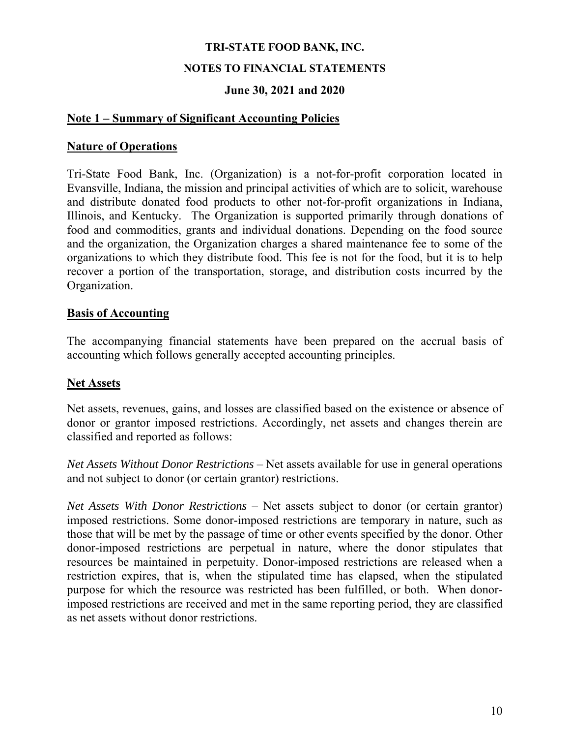# TRI-STATE FOOD BANK, INC.

## NOTES TO FINANCIAL STATEMENTS

## June 30, 2021 and 2020

### Note 1 – Summary of Significant Accounting Policies

### Nature of Operations

Tri-State Food Bank, Inc. (Organization) is a not-for-profit corporation located in Evansville, Indiana, the mission and principal activities of which are to solicit, warehouse and distribute donated food products to other not-for-profit organizations in Indiana, Illinois, and Kentucky. The Organization is supported primarily through donations of food and commodities, grants and individual donations. Depending on the food source and the organization, the Organization charges a shared maintenance fee to some of the organizations to which they distribute food. This fee is not for the food, but it is to help recover a portion of the transportation, storage, and distribution costs incurred by the Organization.

### Basis of Accounting

The accompanying financial statements have been prepared on the accrual basis of accounting which follows generally accepted accounting principles.

### Net Assets

Net assets, revenues, gains, and losses are classified based on the existence or absence of donor or grantor imposed restrictions. Accordingly, net assets and changes therein are classified and reported as follows:

*Net Assets Without Donor Restrictions* – Net assets available for use in general operations and not subject to donor (or certain grantor) restrictions.

*Net Assets With Donor Restrictions* – Net assets subject to donor (or certain grantor) imposed restrictions. Some donor-imposed restrictions are temporary in nature, such as those that will be met by the passage of time or other events specified by the donor. Other donor-imposed restrictions are perpetual in nature, where the donor stipulates that resources be maintained in perpetuity. Donor-imposed restrictions are released when a restriction expires, that is, when the stipulated time has elapsed, when the stipulated purpose for which the resource was restricted has been fulfilled, or both. When donor-imposed restrictions are received and met in the same reporting period, they are classified as net assets without donor restrictions.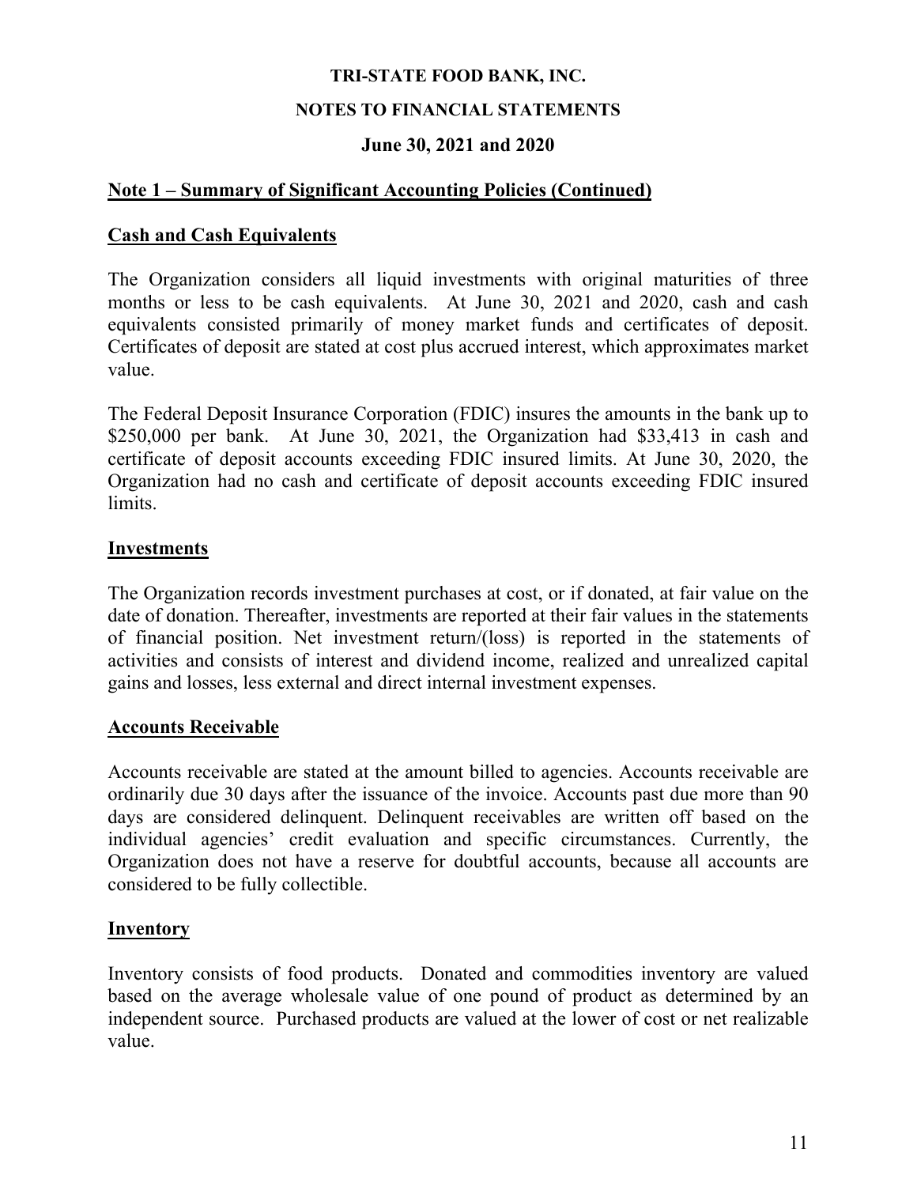# TRI-STATE FOOD BANK, INC.

## NOTES TO FINANCIAL STATEMENTS

### June 30, 2021 and 2020

**Note 1 – Summary of Significant Accounting Policies (Continued)**

**Cash and Cash Equivalents**

The Organization considers all liquid investments with original maturities of three months or less to be cash equivalents. At June 30, 2021 and 2020, cash and cash equivalents consisted primarily of money market funds and certificates of deposit. Certificates of deposit are stated at cost plus accrued interest, which approximates market value.

The Federal Deposit Insurance Corporation (FDIC) insures the amounts in the bank up to $250,000 per bank. At June 30, 2021, the Organization had $33,413 in cash and certificate of deposit accounts exceeding FDIC insured limits. At June 30, 2020, the Organization had no cash and certificate of deposit accounts exceeding FDIC insured limits.

**Investments**

The Organization records investment purchases at cost, or if donated, at fair value on the date of donation. Thereafter, investments are reported at their fair values in the statements of financial position. Net investment return/(loss) is reported in the statements of activities and consists of interest and dividend income, realized and unrealized capital gains and losses, less external and direct internal investment expenses.

**Accounts Receivable**

Accounts receivable are stated at the amount billed to agencies. Accounts receivable are ordinarily due 30 days after the issuance of the invoice. Accounts past due more than 90 days are considered delinquent. Delinquent receivables are written off based on the individual agencies' credit evaluation and specific circumstances. Currently, the Organization does not have a reserve for doubtful accounts, because all accounts are considered to be fully collectible.

**Inventory**

Inventory consists of food products. Donated and commodities inventory are valued based on the average wholesale value of one pound of product as determined by an independent source. Purchased products are valued at the lower of cost or net realizable value.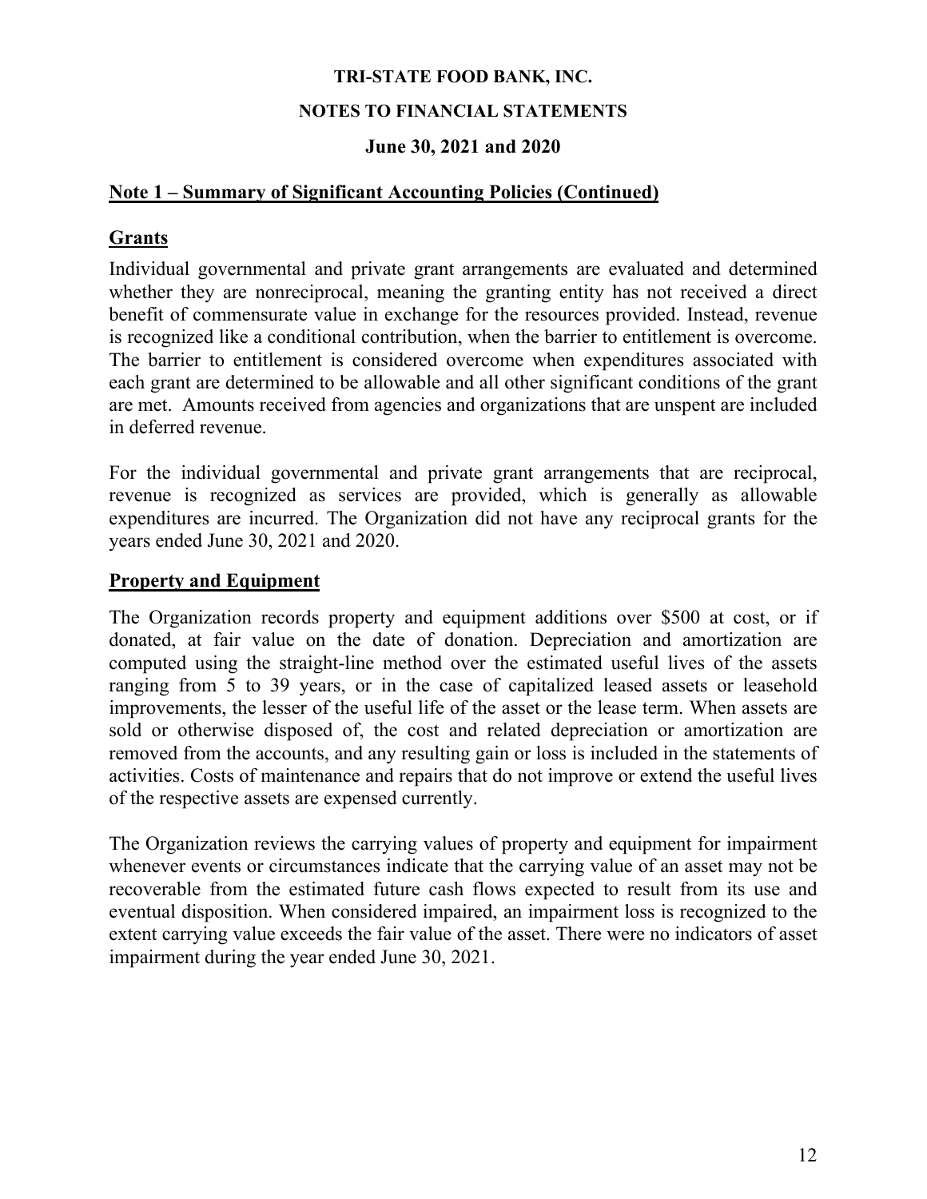**TRI-STATE FOOD BANK, INC.**

**NOTES TO FINANCIAL STATEMENTS**

**June 30, 2021 and 2020**

## Note 1 – Summary of Significant Accounting Policies (Continued)

### Grants

Individual governmental and private grant arrangements are evaluated and determined whether they are nonreciprocal, meaning the granting entity has not received a direct benefit of commensurate value in exchange for the resources provided. Instead, revenue is recognized like a conditional contribution, when the barrier to entitlement is overcome. The barrier to entitlement is considered overcome when expenditures associated with each grant are determined to be allowable and all other significant conditions of the grant are met. Amounts received from agencies and organizations that are unspent are included in deferred revenue.

For the individual governmental and private grant arrangements that are reciprocal, revenue is recognized as services are provided, which is generally as allowable expenditures are incurred. The Organization did not have any reciprocal grants for the years ended June 30, 2021 and 2020.

### Property and Equipment

The Organization records property and equipment additions over $500 at cost, or if donated, at fair value on the date of donation. Depreciation and amortization are computed using the straight-line method over the estimated useful lives of the assets ranging from 5 to 39 years, or in the case of capitalized leased assets or leasehold improvements, the lesser of the useful life of the asset or the lease term. When assets are sold or otherwise disposed of, the cost and related depreciation or amortization are removed from the accounts, and any resulting gain or loss is included in the statements of activities. Costs of maintenance and repairs that do not improve or extend the useful lives of the respective assets are expensed currently.

The Organization reviews the carrying values of property and equipment for impairment whenever events or circumstances indicate that the carrying value of an asset may not be recoverable from the estimated future cash flows expected to result from its use and eventual disposition. When considered impaired, an impairment loss is recognized to the extent carrying value exceeds the fair value of the asset. There were no indicators of asset impairment during the year ended June 30, 2021.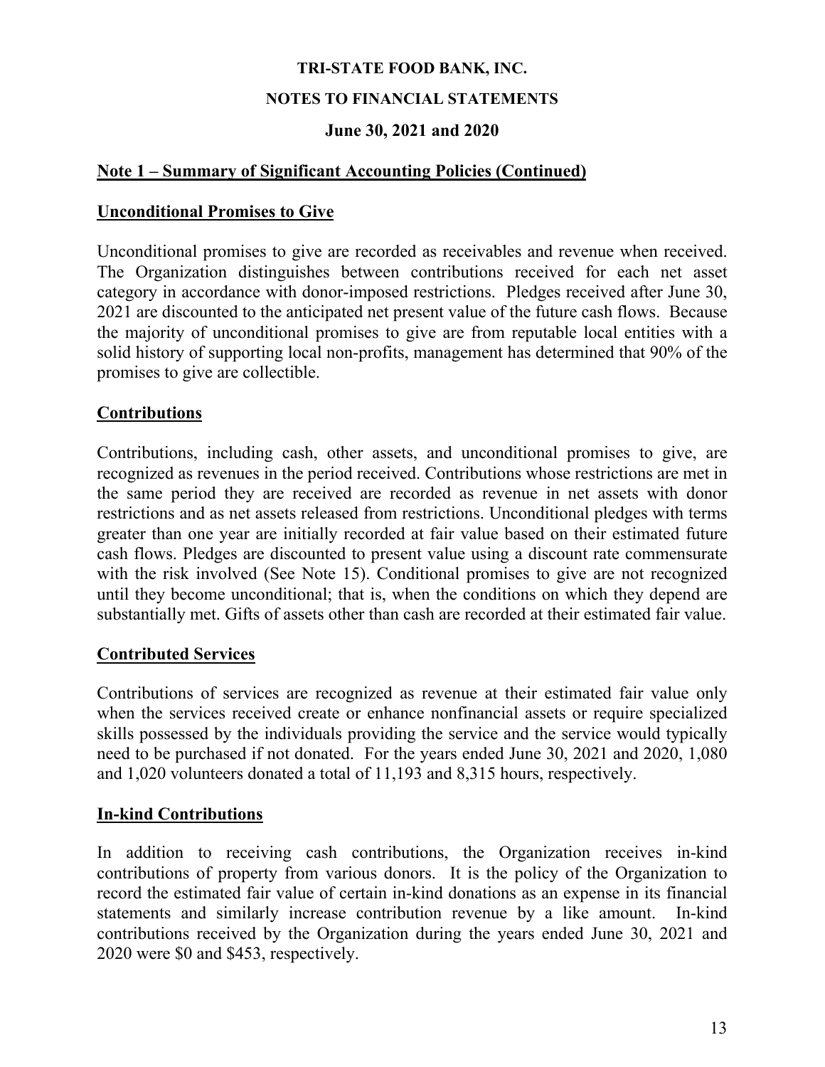## Note 1 – Summary of Significant Accounting Policies (Continued)

### Unconditional Promises to Give

Unconditional promises to give are recorded as receivables and revenue when received. The Organization distinguishes between contributions received for each net asset category in accordance with donor-imposed restrictions. Pledges received after June 30, 2021 are discounted to the anticipated net present value of the future cash flows. Because the majority of unconditional promises to give are from reputable local entities with a solid history of supporting local non-profits, management has determined that 90% of the promises to give are collectible.

### Contributions

Contributions, including cash, other assets, and unconditional promises to give, are recognized as revenues in the period received. Contributions whose restrictions are met in the same period they are received are recorded as revenue in net assets with donor restrictions and as net assets released from restrictions. Unconditional pledges with terms greater than one year are initially recorded at fair value based on their estimated future cash flows. Pledges are discounted to present value using a discount rate commensurate with the risk involved (See Note 15). Conditional promises to give are not recognized until they become unconditional; that is, when the conditions on which they depend are substantially met. Gifts of assets other than cash are recorded at their estimated fair value.

### Contributed Services

Contributions of services are recognized as revenue at their estimated fair value only when the services received create or enhance nonfinancial assets or require specialized skills possessed by the individuals providing the service and the service would typically need to be purchased if not donated. For the years ended June 30, 2021 and 2020, 1,080 and 1,020 volunteers donated a total of 11,193 and 8,315 hours, respectively.

### In-kind Contributions

In addition to receiving cash contributions, the Organization receives in-kind contributions of property from various donors. It is the policy of the Organization to record the estimated fair value of certain in-kind donations as an expense in its financial statements and similarly increase contribution revenue by a like amount. In-kind contributions received by the Organization during the years ended June 30, 2021 and 2020 were $0 and $453, respectively.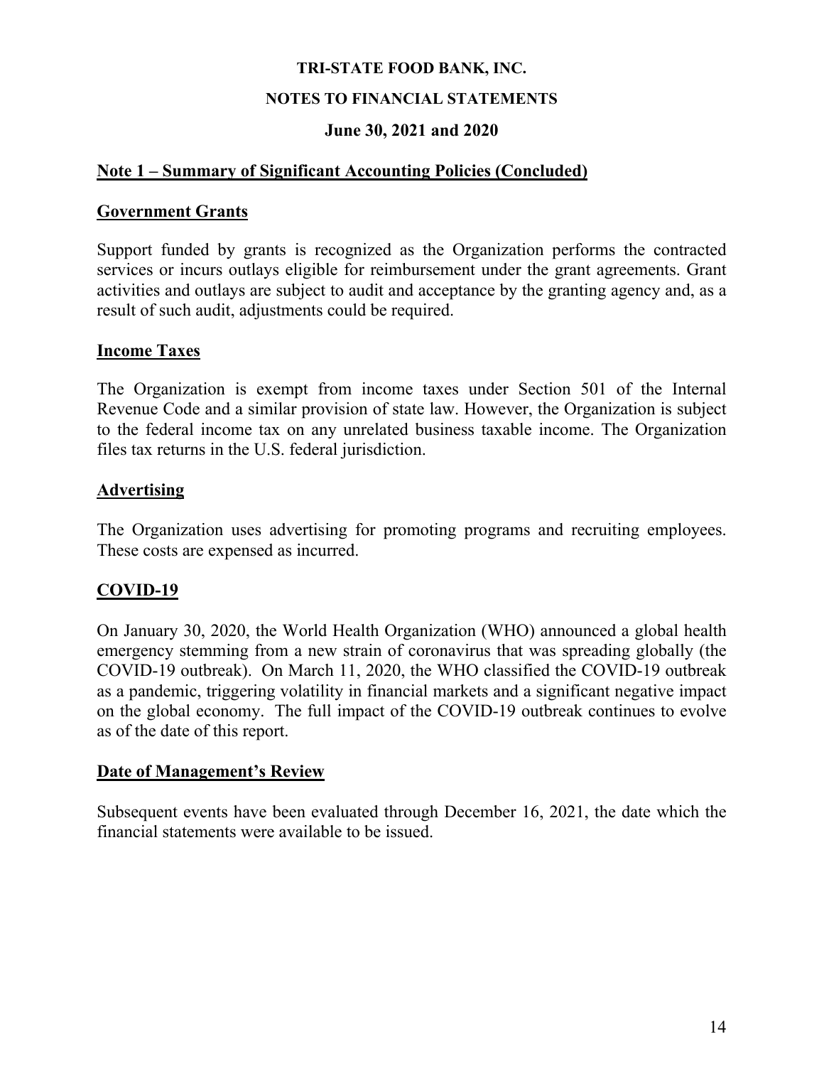**TRI-STATE FOOD BANK, INC.**

**NOTES TO FINANCIAL STATEMENTS**

**June 30, 2021 and 2020**

## Note 1 – Summary of Significant Accounting Policies (Concluded)

### Government Grants

Support funded by grants is recognized as the Organization performs the contracted services or incurs outlays eligible for reimbursement under the grant agreements. Grant activities and outlays are subject to audit and acceptance by the granting agency and, as a result of such audit, adjustments could be required.

### Income Taxes

The Organization is exempt from income taxes under Section 501 of the Internal Revenue Code and a similar provision of state law. However, the Organization is subject to the federal income tax on any unrelated business taxable income. The Organization files tax returns in the U.S. federal jurisdiction.

### Advertising

The Organization uses advertising for promoting programs and recruiting employees. These costs are expensed as incurred.

### COVID-19

On January 30, 2020, the World Health Organization (WHO) announced a global health emergency stemming from a new strain of coronavirus that was spreading globally (the COVID-19 outbreak). On March 11, 2020, the WHO classified the COVID-19 outbreak as a pandemic, triggering volatility in financial markets and a significant negative impact on the global economy. The full impact of the COVID-19 outbreak continues to evolve as of the date of this report.

### Date of Management's Review

Subsequent events have been evaluated through December 16, 2021, the date which the financial statements were available to be issued.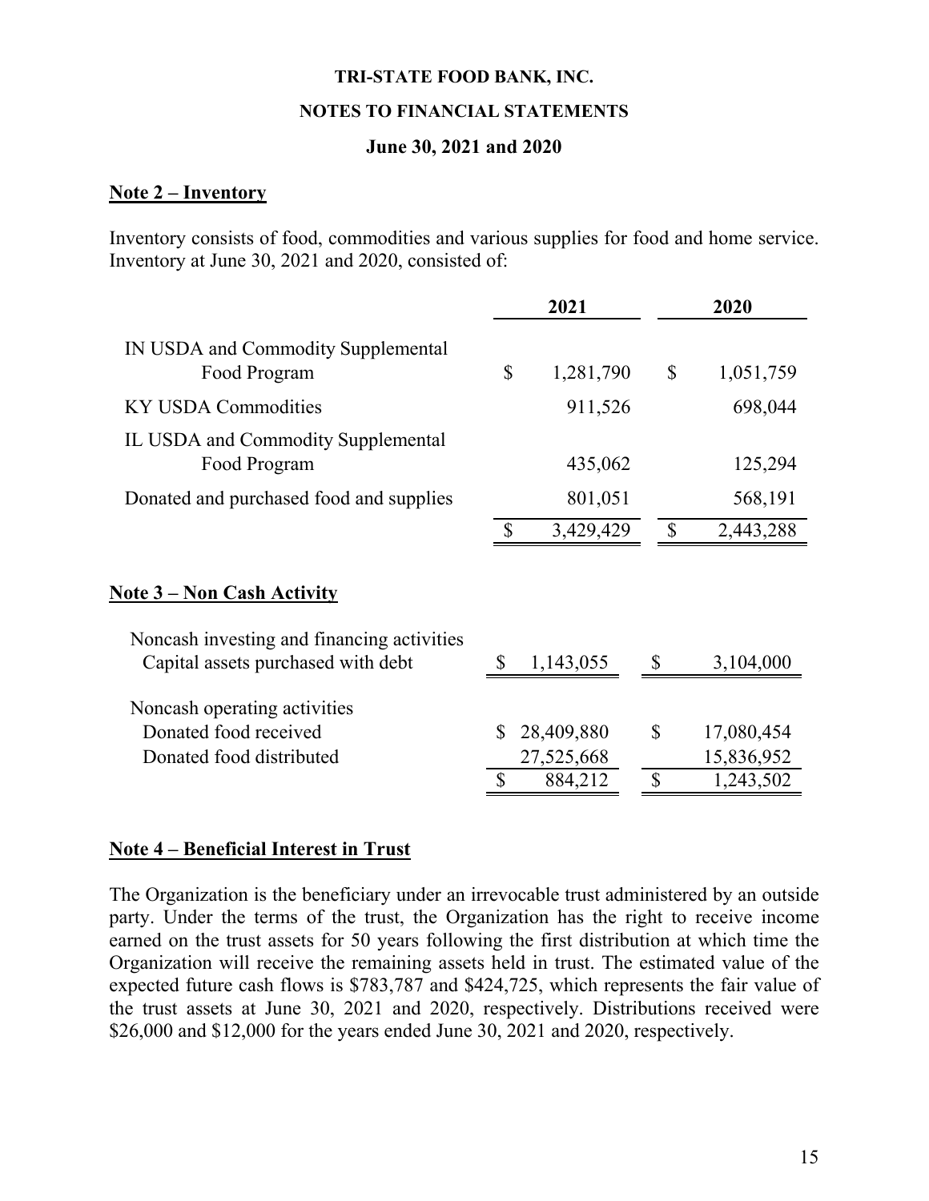**TRI-STATE FOOD BANK, INC.**

**NOTES TO FINANCIAL STATEMENTS**

**June 30, 2021 and 2020**

## Note 2 – Inventory

Inventory consists of food, commodities and various supplies for food and home service. Inventory at June 30, 2021 and 2020, consisted of:

| | 2021 | 2020 |
|---|---|---|
| IN USDA and Commodity Supplemental Food Program | $ 1,281,790 | $ 1,051,759 |
| KY USDA Commodities | 911,526 | 698,044 |
| IL USDA and Commodity Supplemental Food Program | 435,062 | 125,294 |
| Donated and purchased food and supplies | 801,051 | 568,191 |
| | $ 3,429,429 | $ 2,443,288 |

## Note 3 – Non Cash Activity

| | 2021 | 2020 |
|---|---|---|
| Noncash investing and financing activities | | |
| Capital assets purchased with debt | $ 1,143,055 | $ 3,104,000 |
| Noncash operating activities | | |
| Donated food received | $ 28,409,880 | $ 17,080,454 |
| Donated food distributed | 27,525,668 | 15,836,952 |
| | $ 884,212 | $ 1,243,502 |

## Note 4 – Beneficial Interest in Trust

The Organization is the beneficiary under an irrevocable trust administered by an outside party. Under the terms of the trust, the Organization has the right to receive income earned on the trust assets for 50 years following the first distribution at which time the Organization will receive the remaining assets held in trust. The estimated value of the expected future cash flows is $783,787 and $424,725, which represents the fair value of the trust assets at June 30, 2021 and 2020, respectively. Distributions received were $26,000 and $12,000 for the years ended June 30, 2021 and 2020, respectively.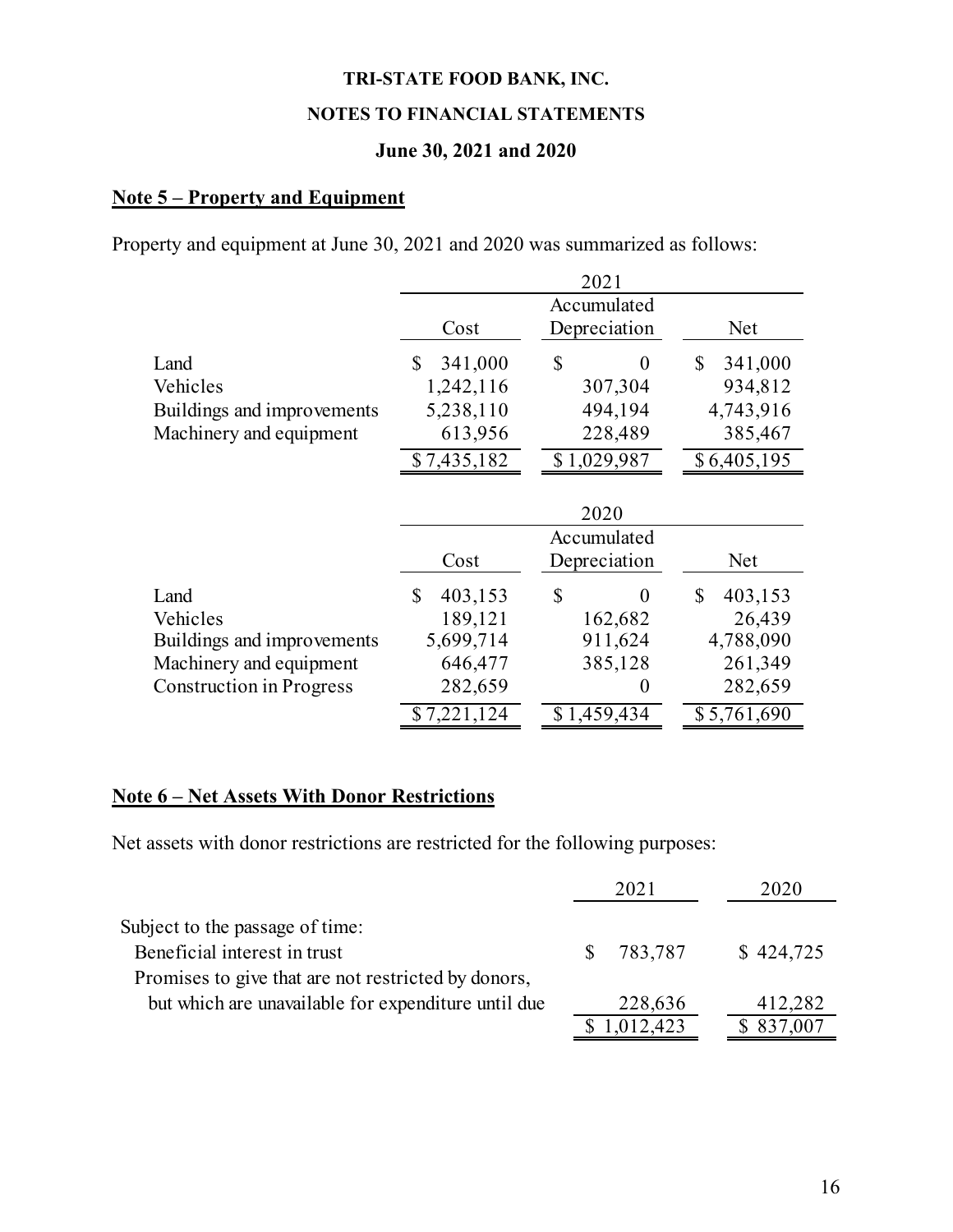**TRI-STATE FOOD BANK, INC.**

**NOTES TO FINANCIAL STATEMENTS**

**June 30, 2021 and 2020**

## Note 5 – Property and Equipment

Property and equipment at June 30, 2021 and 2020 was summarized as follows:

| | 2021 | | |
|---|---|---|---|
| | Cost | Accumulated Depreciation | Net |
| Land | $ 341,000 | $ 0 | $ 341,000 |
| Vehicles | 1,242,116 | 307,304 | 934,812 |
| Buildings and improvements | 5,238,110 | 494,194 | 4,743,916 |
| Machinery and equipment | 613,956 | 228,489 | 385,467 |
| | $ 7,435,182 | $ 1,029,987 | $ 6,405,195 |

| | 2020 | | |
|---|---|---|---|
| | Cost | Accumulated Depreciation | Net |
| Land | $ 403,153 | $ 0 | $ 403,153 |
| Vehicles | 189,121 | 162,682 | 26,439 |
| Buildings and improvements | 5,699,714 | 911,624 | 4,788,090 |
| Machinery and equipment | 646,477 | 385,128 | 261,349 |
| Construction in Progress | 282,659 | 0 | 282,659 |
| | $ 7,221,124 | $ 1,459,434 | $ 5,761,690 |

## Note 6 – Net Assets With Donor Restrictions

Net assets with donor restrictions are restricted for the following purposes:

| | 2021 | 2020 |
|---|---|---|
| Subject to the passage of time: | | |
| Beneficial interest in trust | $ 783,787 | $ 424,725 |
| Promises to give that are not restricted by donors, but which are unavailable for expenditure until due | 228,636 | 412,282 |
| | $ 1,012,423 | $ 837,007 |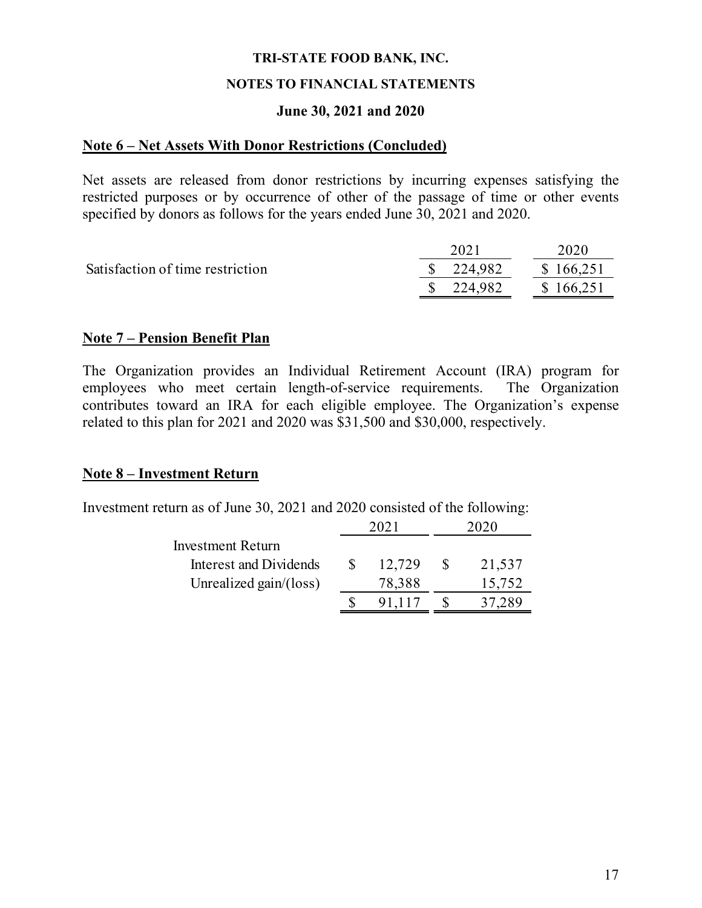**TRI-STATE FOOD BANK, INC.**

**NOTES TO FINANCIAL STATEMENTS**

**June 30, 2021 and 2020**

## Note 6 – Net Assets With Donor Restrictions (Concluded)

Net assets are released from donor restrictions by incurring expenses satisfying the restricted purposes or by occurrence of other of the passage of time or other events specified by donors as follows for the years ended June 30, 2021 and 2020.

| | 2021 | 2020 |
|---|---|---|
| Satisfaction of time restriction | $ 224,982 | $ 166,251 |
| | $ 224,982 | $ 166,251 |

## Note 7 – Pension Benefit Plan

The Organization provides an Individual Retirement Account (IRA) program for employees who meet certain length-of-service requirements. The Organization contributes toward an IRA for each eligible employee. The Organization's expense related to this plan for 2021 and 2020 was $31,500 and $30,000, respectively.

## Note 8 – Investment Return

Investment return as of June 30, 2021 and 2020 consisted of the following:

| | 2021 | 2020 |
|---|---|---|
| Investment Return | | |
| Interest and Dividends | $ 12,729 | $ 21,537 |
| Unrealized gain/(loss) | 78,388 | 15,752 |
| | $ 91,117 | $ 37,289 |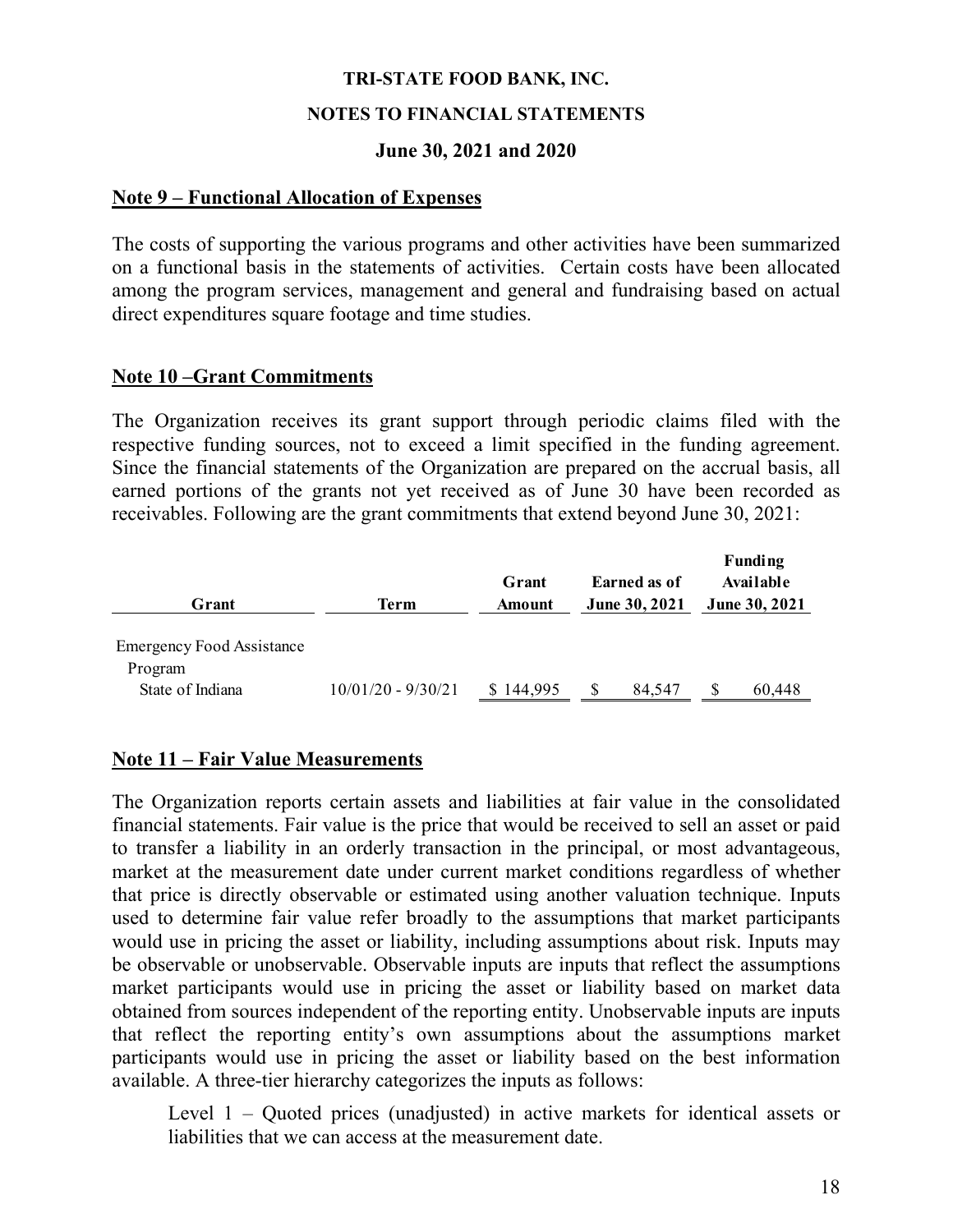**TRI-STATE FOOD BANK, INC.**

**NOTES TO FINANCIAL STATEMENTS**

**June 30, 2021 and 2020**

## Note 9 – Functional Allocation of Expenses

The costs of supporting the various programs and other activities have been summarized on a functional basis in the statements of activities. Certain costs have been allocated among the program services, management and general and fundraising based on actual direct expenditures square footage and time studies.

## Note 10 –Grant Commitments

The Organization receives its grant support through periodic claims filed with the respective funding sources, not to exceed a limit specified in the funding agreement. Since the financial statements of the Organization are prepared on the accrual basis, all earned portions of the grants not yet received as of June 30 have been recorded as receivables. Following are the grant commitments that extend beyond June 30, 2021:

| Grant | Term | Grant Amount | Earned as of June 30, 2021 | Funding Available June 30, 2021 |
|---|---|---|---|---|
| Emergency Food Assistance Program | | | | |
| State of Indiana | 10/01/20 - 9/30/21 | $ 144,995 | $ 84,547 | $ 60,448 |

## Note 11 – Fair Value Measurements

The Organization reports certain assets and liabilities at fair value in the consolidated financial statements. Fair value is the price that would be received to sell an asset or paid to transfer a liability in an orderly transaction in the principal, or most advantageous, market at the measurement date under current market conditions regardless of whether that price is directly observable or estimated using another valuation technique. Inputs used to determine fair value refer broadly to the assumptions that market participants would use in pricing the asset or liability, including assumptions about risk. Inputs may be observable or unobservable. Observable inputs are inputs that reflect the assumptions market participants would use in pricing the asset or liability based on market data obtained from sources independent of the reporting entity. Unobservable inputs are inputs that reflect the reporting entity's own assumptions about the assumptions market participants would use in pricing the asset or liability based on the best information available. A three-tier hierarchy categorizes the inputs as follows:

Level 1 – Quoted prices (unadjusted) in active markets for identical assets or liabilities that we can access at the measurement date.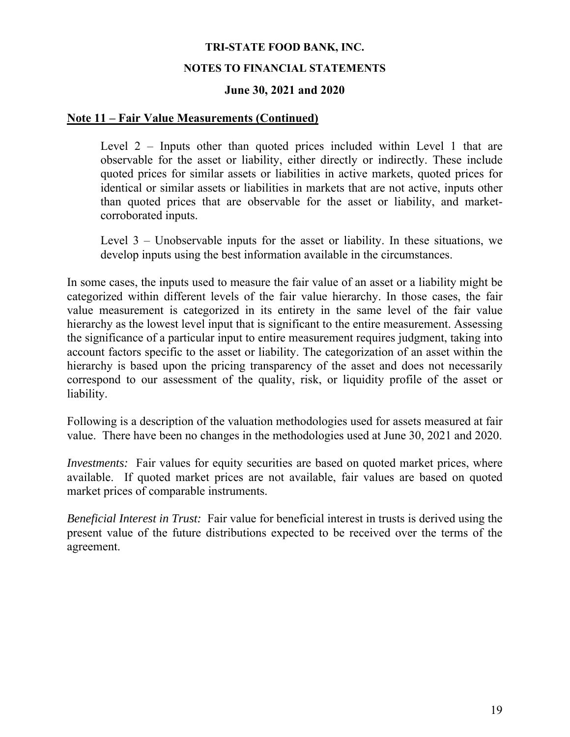## Note 11 – Fair Value Measurements (Continued)

> Level 2 – Inputs other than quoted prices included within Level 1 that are observable for the asset or liability, either directly or indirectly. These include quoted prices for similar assets or liabilities in active markets, quoted prices for identical or similar assets or liabilities in markets that are not active, inputs other than quoted prices that are observable for the asset or liability, and market-corroborated inputs.
>
> Level 3 – Unobservable inputs for the asset or liability. In these situations, we develop inputs using the best information available in the circumstances.

In some cases, the inputs used to measure the fair value of an asset or a liability might be categorized within different levels of the fair value hierarchy. In those cases, the fair value measurement is categorized in its entirety in the same level of the fair value hierarchy as the lowest level input that is significant to the entire measurement. Assessing the significance of a particular input to entire measurement requires judgment, taking into account factors specific to the asset or liability. The categorization of an asset within the hierarchy is based upon the pricing transparency of the asset and does not necessarily correspond to our assessment of the quality, risk, or liquidity profile of the asset or liability.

Following is a description of the valuation methodologies used for assets measured at fair value. There have been no changes in the methodologies used at June 30, 2021 and 2020.

*Investments:* Fair values for equity securities are based on quoted market prices, where available. If quoted market prices are not available, fair values are based on quoted market prices of comparable instruments.

*Beneficial Interest in Trust:* Fair value for beneficial interest in trusts is derived using the present value of the future distributions expected to be received over the terms of the agreement.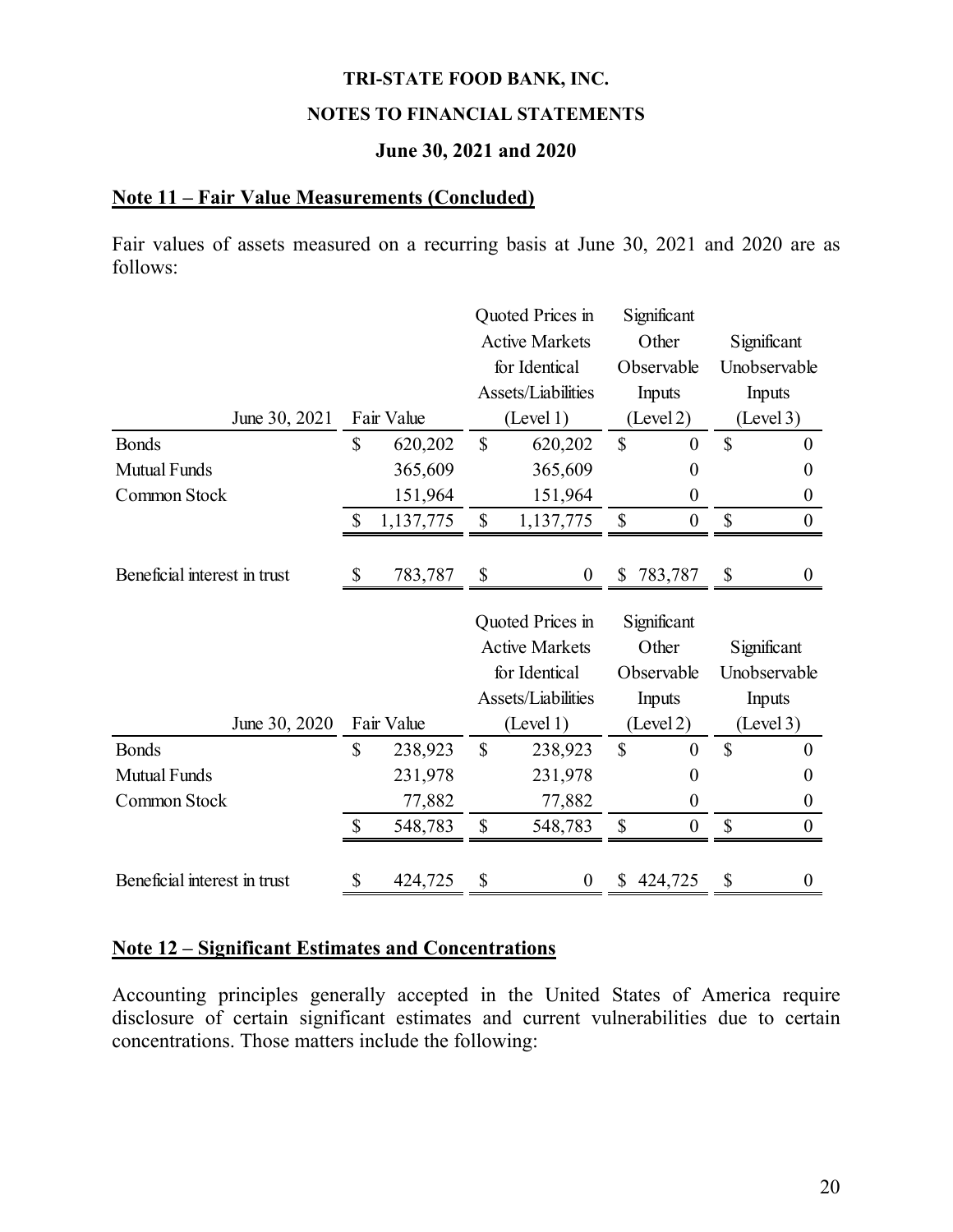## Note 11 – Fair Value Measurements (Concluded)

Fair values of assets measured on a recurring basis at June 30, 2021 and 2020 are as follows:

| June 30, 2021 | Fair Value | Quoted Prices in Active Markets for Identical Assets/Liabilities (Level 1) | Significant Other Observable Inputs (Level 2) | Significant Unobservable Inputs (Level 3) |
|---|---|---|---|---|
| Bonds | $ 620,202 | $ 620,202 | $ 0 | $ 0 |
| Mutual Funds | 365,609 | 365,609 | 0 | 0 |
| Common Stock | 151,964 | 151,964 | 0 | 0 |
| | $ 1,137,775 | $ 1,137,775 | $ 0 | $ 0 |
| Beneficial interest in trust | $ 783,787 | $ 0 | $ 783,787 | $ 0 |

| June 30, 2020 | Fair Value | Quoted Prices in Active Markets for Identical Assets/Liabilities (Level 1) | Significant Other Observable Inputs (Level 2) | Significant Unobservable Inputs (Level 3) |
|---|---|---|---|---|
| Bonds | $ 238,923 | $ 238,923 | $ 0 | $ 0 |
| Mutual Funds | 231,978 | 231,978 | 0 | 0 |
| Common Stock | 77,882 | 77,882 | 0 | 0 |
| | $ 548,783 | $ 548,783 | $ 0 | $ 0 |
| Beneficial interest in trust | $ 424,725 | $ 0 | $ 424,725 | $ 0 |

## Note 12 – Significant Estimates and Concentrations

Accounting principles generally accepted in the United States of America require disclosure of certain significant estimates and current vulnerabilities due to certain concentrations. Those matters include the following: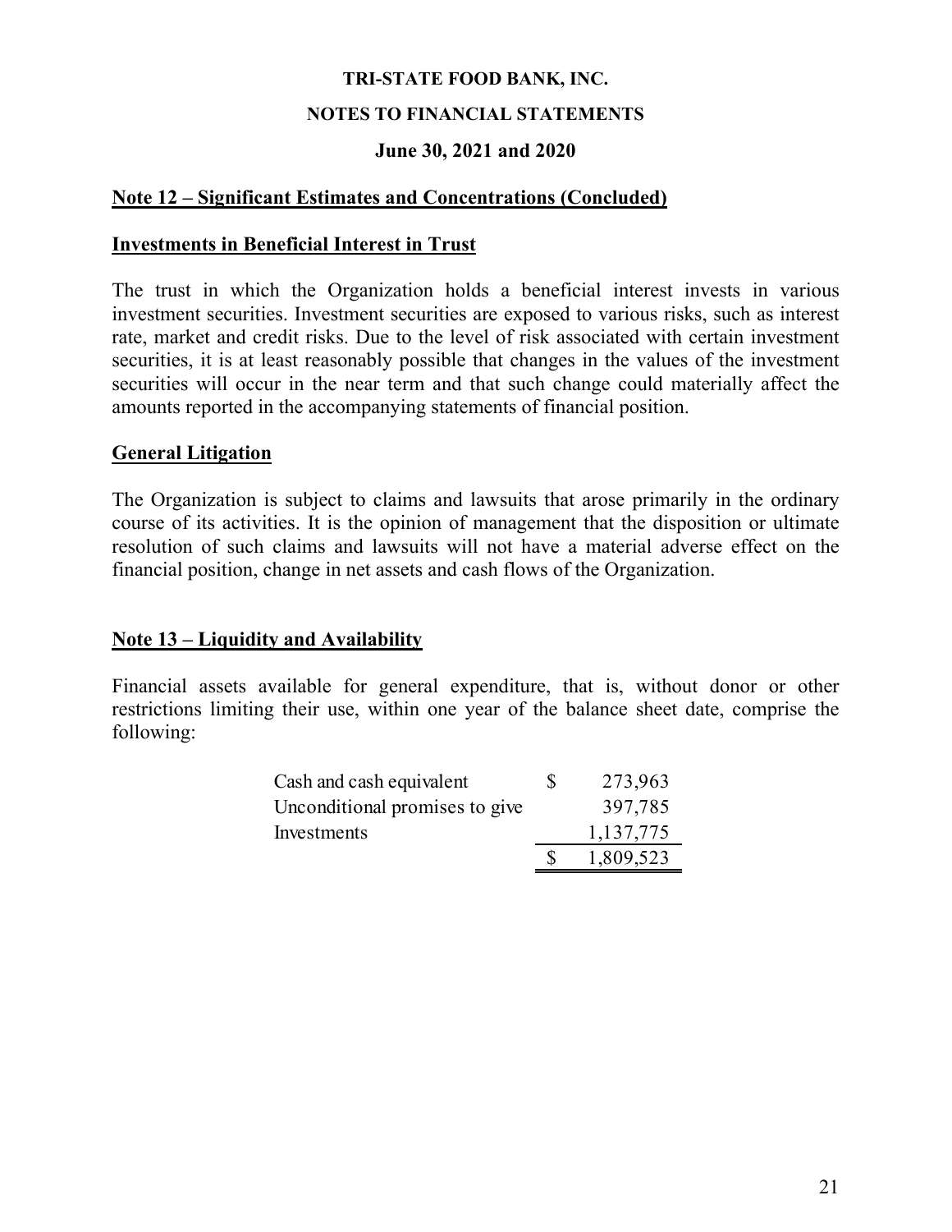TRI-STATE FOOD BANK, INC.

NOTES TO FINANCIAL STATEMENTS

June 30, 2021 and 2020

## Note 12 – Significant Estimates and Concentrations (Concluded)

### Investments in Beneficial Interest in Trust

The trust in which the Organization holds a beneficial interest invests in various investment securities. Investment securities are exposed to various risks, such as interest rate, market and credit risks. Due to the level of risk associated with certain investment securities, it is at least reasonably possible that changes in the values of the investment securities will occur in the near term and that such change could materially affect the amounts reported in the accompanying statements of financial position.

### General Litigation

The Organization is subject to claims and lawsuits that arose primarily in the ordinary course of its activities. It is the opinion of management that the disposition or ultimate resolution of such claims and lawsuits will not have a material adverse effect on the financial position, change in net assets and cash flows of the Organization.

## Note 13 – Liquidity and Availability

Financial assets available for general expenditure, that is, without donor or other restrictions limiting their use, within one year of the balance sheet date, comprise the following:

| | | |
|---|---|---|
| Cash and cash equivalent | $ | 273,963 |
| Unconditional promises to give | | 397,785 |
| Investments | | 1,137,775 |
| | $ | 1,809,523 |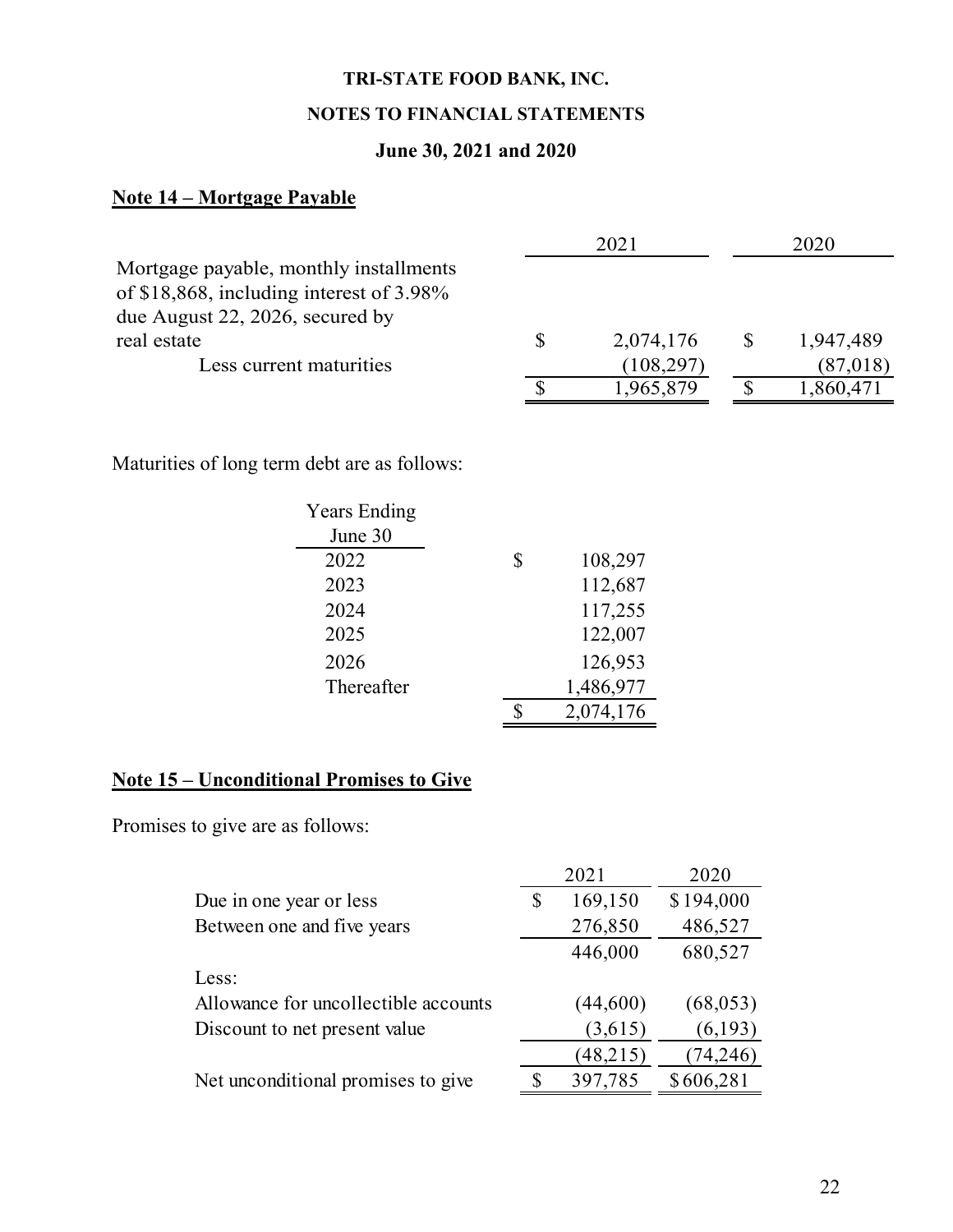**TRI-STATE FOOD BANK, INC.**

**NOTES TO FINANCIAL STATEMENTS**

**June 30, 2021 and 2020**

## Note 14 – Mortgage Payable

| | 2021 | 2020 |
|---|---|---|
| Mortgage payable, monthly installments of $18,868, including interest of 3.98% due August 22, 2026, secured by real estate | $ 2,074,176 | $ 1,947,489 |
| Less current maturities | (108,297) | (87,018) |
| | $ 1,965,879 | $ 1,860,471 |

Maturities of long term debt are as follows:

| Years Ending June 30 | |
|---|---|
| 2022 | $ 108,297 |
| 2023 | 112,687 |
| 2024 | 117,255 |
| 2025 | 122,007 |
| 2026 | 126,953 |
| Thereafter | 1,486,977 |
| | $ 2,074,176 |

## Note 15 – Unconditional Promises to Give

Promises to give are as follows:

| | 2021 | 2020 |
|---|---|---|
| Due in one year or less | $ 169,150 | $ 194,000 |
| Between one and five years | 276,850 | 486,527 |
| | 446,000 | 680,527 |
| Less: | | |
| Allowance for uncollectible accounts | (44,600) | (68,053) |
| Discount to net present value | (3,615) | (6,193) |
| | (48,215) | (74,246) |
| Net unconditional promises to give | $ 397,785 | $ 606,281 |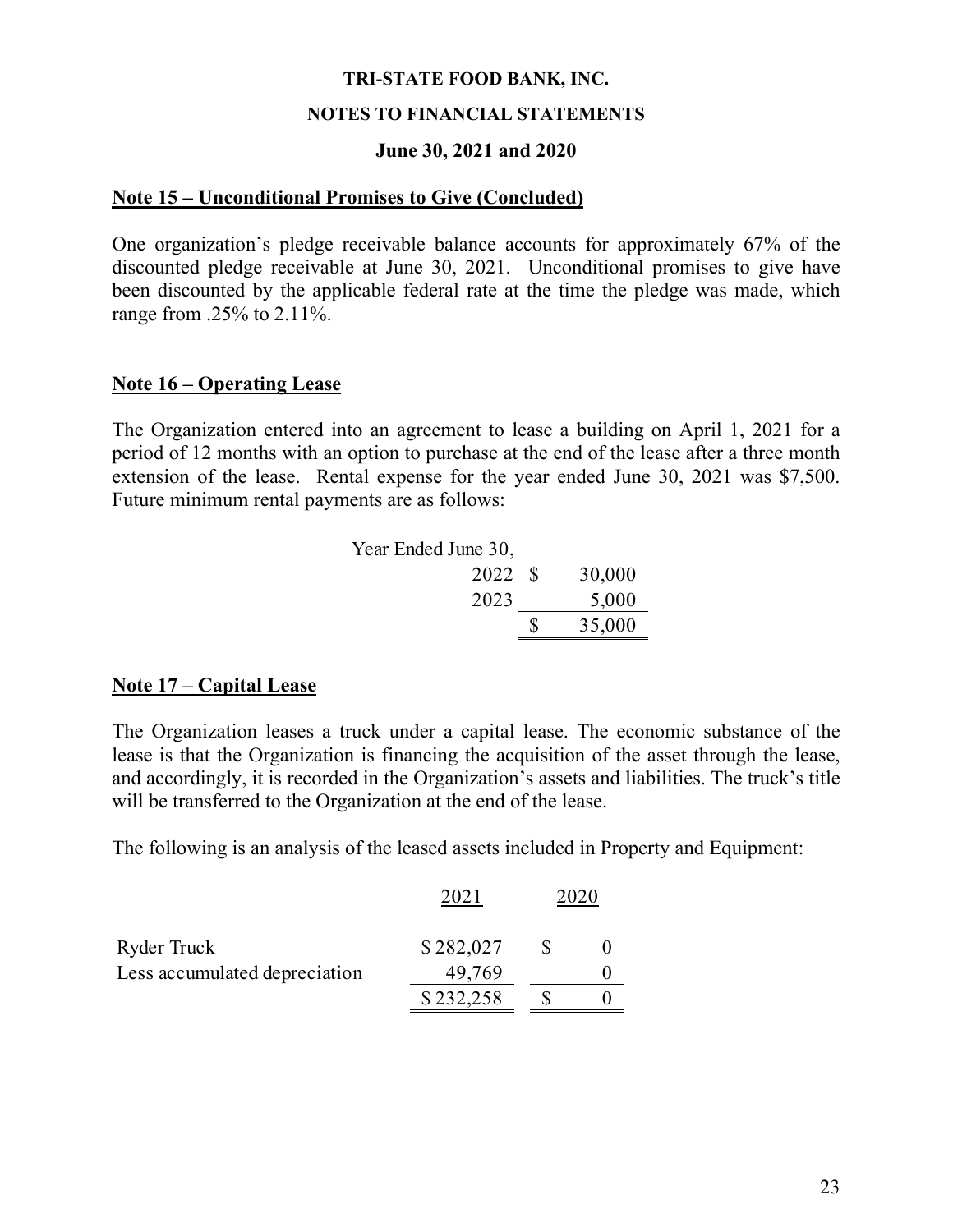**TRI-STATE FOOD BANK, INC.**

**NOTES TO FINANCIAL STATEMENTS**

**June 30, 2021 and 2020**

## Note 15 – Unconditional Promises to Give (Concluded)

One organization's pledge receivable balance accounts for approximately 67% of the discounted pledge receivable at June 30, 2021. Unconditional promises to give have been discounted by the applicable federal rate at the time the pledge was made, which range from .25% to 2.11%.

## Note 16 – Operating Lease

The Organization entered into an agreement to lease a building on April 1, 2021 for a period of 12 months with an option to purchase at the end of the lease after a three month extension of the lease. Rental expense for the year ended June 30, 2021 was $7,500. Future minimum rental payments are as follows:

| Year Ended June 30, | |
|---|---|
| 2022 | $ 30,000 |
| 2023 | 5,000 |
| | $ 35,000 |

## Note 17 – Capital Lease

The Organization leases a truck under a capital lease. The economic substance of the lease is that the Organization is financing the acquisition of the asset through the lease, and accordingly, it is recorded in the Organization's assets and liabilities. The truck's title will be transferred to the Organization at the end of the lease.

The following is an analysis of the leased assets included in Property and Equipment:

| | 2021 | 2020 |
|---|---|---|
| Ryder Truck | $ 282,027 | $ 0 |
| Less accumulated depreciation | 49,769 | 0 |
| | $ 232,258 | $ 0 |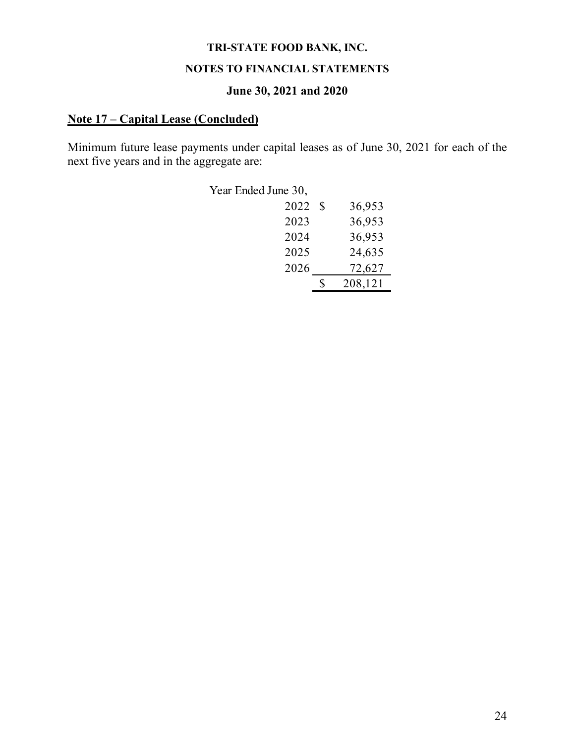TRI-STATE FOOD BANK, INC.

NOTES TO FINANCIAL STATEMENTS

June 30, 2021 and 2020

## Note 17 – Capital Lease (Concluded)

Minimum future lease payments under capital leases as of June 30, 2021 for each of the next five years and in the aggregate are:

| Year Ended June 30, | |
|---|---|
| 2022 | $ 36,953 |
| 2023 | 36,953 |
| 2024 | 36,953 |
| 2025 | 24,635 |
| 2026 | 72,627 |
| | $ 208,121 |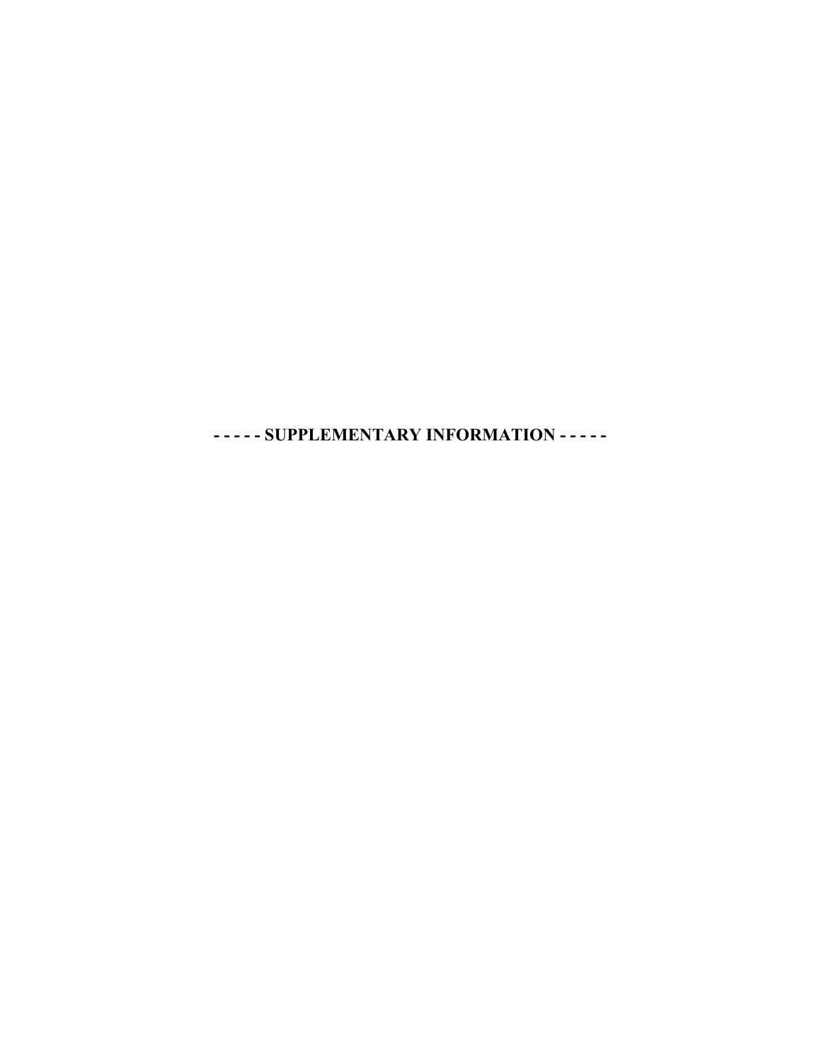**- - - - - SUPPLEMENTARY INFORMATION - - - - -**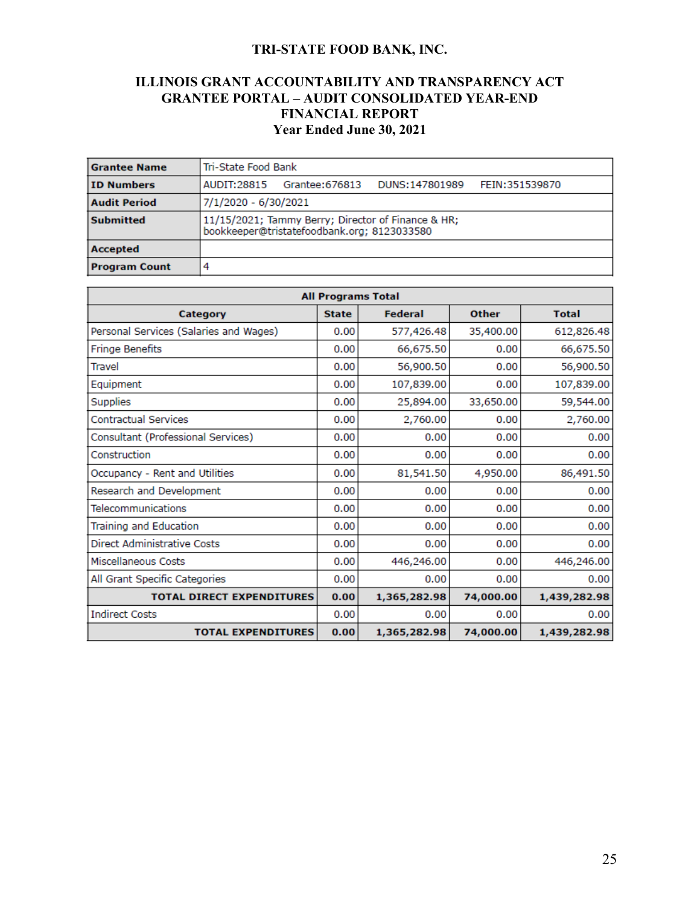# TRI-STATE FOOD BANK, INC.

## ILLINOIS GRANT ACCOUNTABILITY AND TRANSPARENCY ACT GRANTEE PORTAL – AUDIT CONSOLIDATED YEAR-END FINANCIAL REPORT

### Year Ended June 30, 2021

| | |
|---|---|
| **Grantee Name** | Tri-State Food Bank |
| **ID Numbers** | AUDIT:28815 Grantee:676813 DUNS:147801989 FEIN:351539870 |
| **Audit Period** | 7/1/2020 - 6/30/2021 |
| **Submitted** | 11/15/2021; Tammy Berry; Director of Finance & HR; bookkeeper@tristatefoodbank.org; 8123033580 |
| **Accepted** | |
| **Program Count** | 4 |

| All Programs Total | | | | |
|---|---|---|---|---|
| **Category** | **State** | **Federal** | **Other** | **Total** |
| Personal Services (Salaries and Wages) | 0.00 | 577,426.48 | 35,400.00 | 612,826.48 |
| Fringe Benefits | 0.00 | 66,675.50 | 0.00 | 66,675.50 |
| Travel | 0.00 | 56,900.50 | 0.00 | 56,900.50 |
| Equipment | 0.00 | 107,839.00 | 0.00 | 107,839.00 |
| Supplies | 0.00 | 25,894.00 | 33,650.00 | 59,544.00 |
| Contractual Services | 0.00 | 2,760.00 | 0.00 | 2,760.00 |
| Consultant (Professional Services) | 0.00 | 0.00 | 0.00 | 0.00 |
| Construction | 0.00 | 0.00 | 0.00 | 0.00 |
| Occupancy - Rent and Utilities | 0.00 | 81,541.50 | 4,950.00 | 86,491.50 |
| Research and Development | 0.00 | 0.00 | 0.00 | 0.00 |
| Telecommunications | 0.00 | 0.00 | 0.00 | 0.00 |
| Training and Education | 0.00 | 0.00 | 0.00 | 0.00 |
| Direct Administrative Costs | 0.00 | 0.00 | 0.00 | 0.00 |
| Miscellaneous Costs | 0.00 | 446,246.00 | 0.00 | 446,246.00 |
| All Grant Specific Categories | 0.00 | 0.00 | 0.00 | 0.00 |
| **TOTAL DIRECT EXPENDITURES** | **0.00** | **1,365,282.98** | **74,000.00** | **1,439,282.98** |
| Indirect Costs | 0.00 | 0.00 | 0.00 | 0.00 |
| **TOTAL EXPENDITURES** | **0.00** | **1,365,282.98** | **74,000.00** | **1,439,282.98** |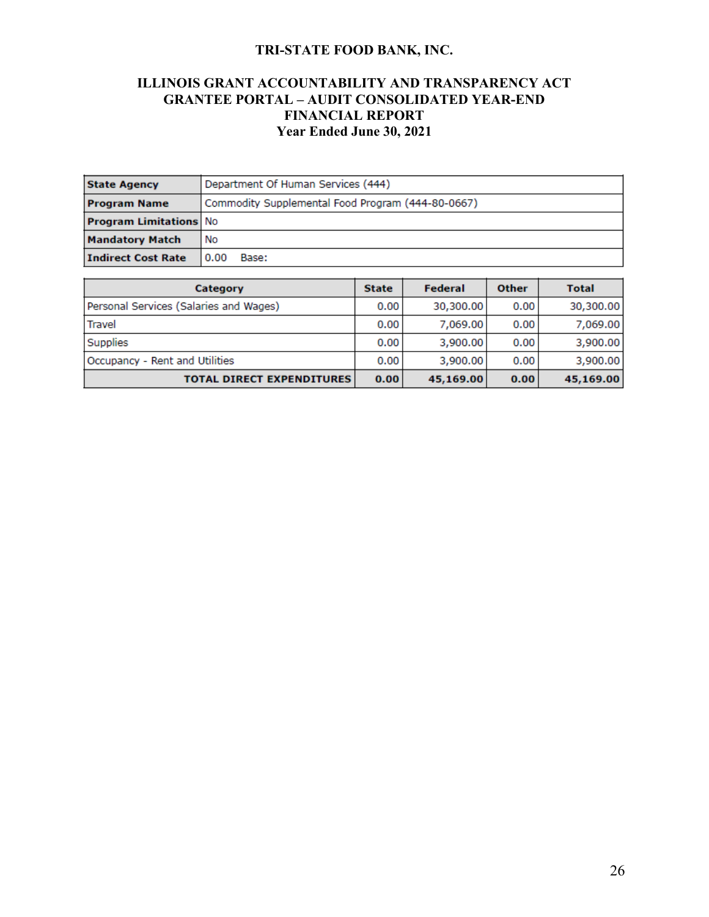# TRI-STATE FOOD BANK, INC.

## ILLINOIS GRANT ACCOUNTABILITY AND TRANSPARENCY ACT GRANTEE PORTAL – AUDIT CONSOLIDATED YEAR-END FINANCIAL REPORT Year Ended June 30, 2021

| | |
|---|---|
| **State Agency** | Department Of Human Services (444) |
| **Program Name** | Commodity Supplemental Food Program (444-80-0667) |
| **Program Limitations** | No |
| **Mandatory Match** | No |
| **Indirect Cost Rate** | 0.00 Base: |

| Category | State | Federal | Other | Total |
|---|---|---|---|---|
| Personal Services (Salaries and Wages) | 0.00 | 30,300.00 | 0.00 | 30,300.00 |
| Travel | 0.00 | 7,069.00 | 0.00 | 7,069.00 |
| Supplies | 0.00 | 3,900.00 | 0.00 | 3,900.00 |
| Occupancy - Rent and Utilities | 0.00 | 3,900.00 | 0.00 | 3,900.00 |
| **TOTAL DIRECT EXPENDITURES** | **0.00** | **45,169.00** | **0.00** | **45,169.00** |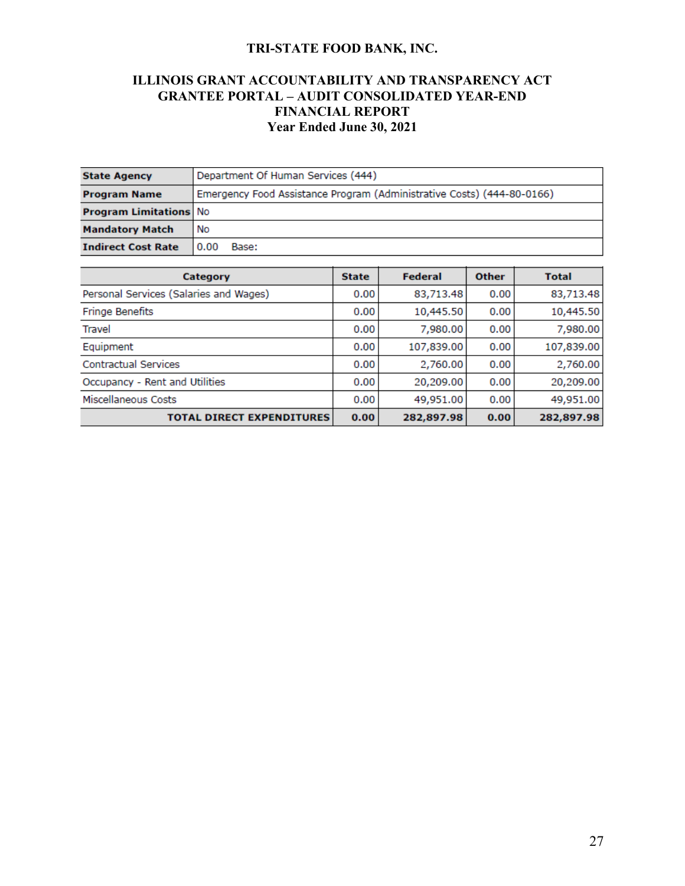# TRI-STATE FOOD BANK, INC.

## ILLINOIS GRANT ACCOUNTABILITY AND TRANSPARENCY ACT GRANTEE PORTAL – AUDIT CONSOLIDATED YEAR-END FINANCIAL REPORT Year Ended June 30, 2021

| | |
|---|---|
| **State Agency** | Department Of Human Services (444) |
| **Program Name** | Emergency Food Assistance Program (Administrative Costs) (444-80-0166) |
| **Program Limitations** | No |
| **Mandatory Match** | No |
| **Indirect Cost Rate** | 0.00 Base: |

| Category | State | Federal | Other | Total |
|---|---|---|---|---|
| Personal Services (Salaries and Wages) | 0.00 | 83,713.48 | 0.00 | 83,713.48 |
| Fringe Benefits | 0.00 | 10,445.50 | 0.00 | 10,445.50 |
| Travel | 0.00 | 7,980.00 | 0.00 | 7,980.00 |
| Equipment | 0.00 | 107,839.00 | 0.00 | 107,839.00 |
| Contractual Services | 0.00 | 2,760.00 | 0.00 | 2,760.00 |
| Occupancy - Rent and Utilities | 0.00 | 20,209.00 | 0.00 | 20,209.00 |
| Miscellaneous Costs | 0.00 | 49,951.00 | 0.00 | 49,951.00 |
| **TOTAL DIRECT EXPENDITURES** | **0.00** | **282,897.98** | **0.00** | **282,897.98** |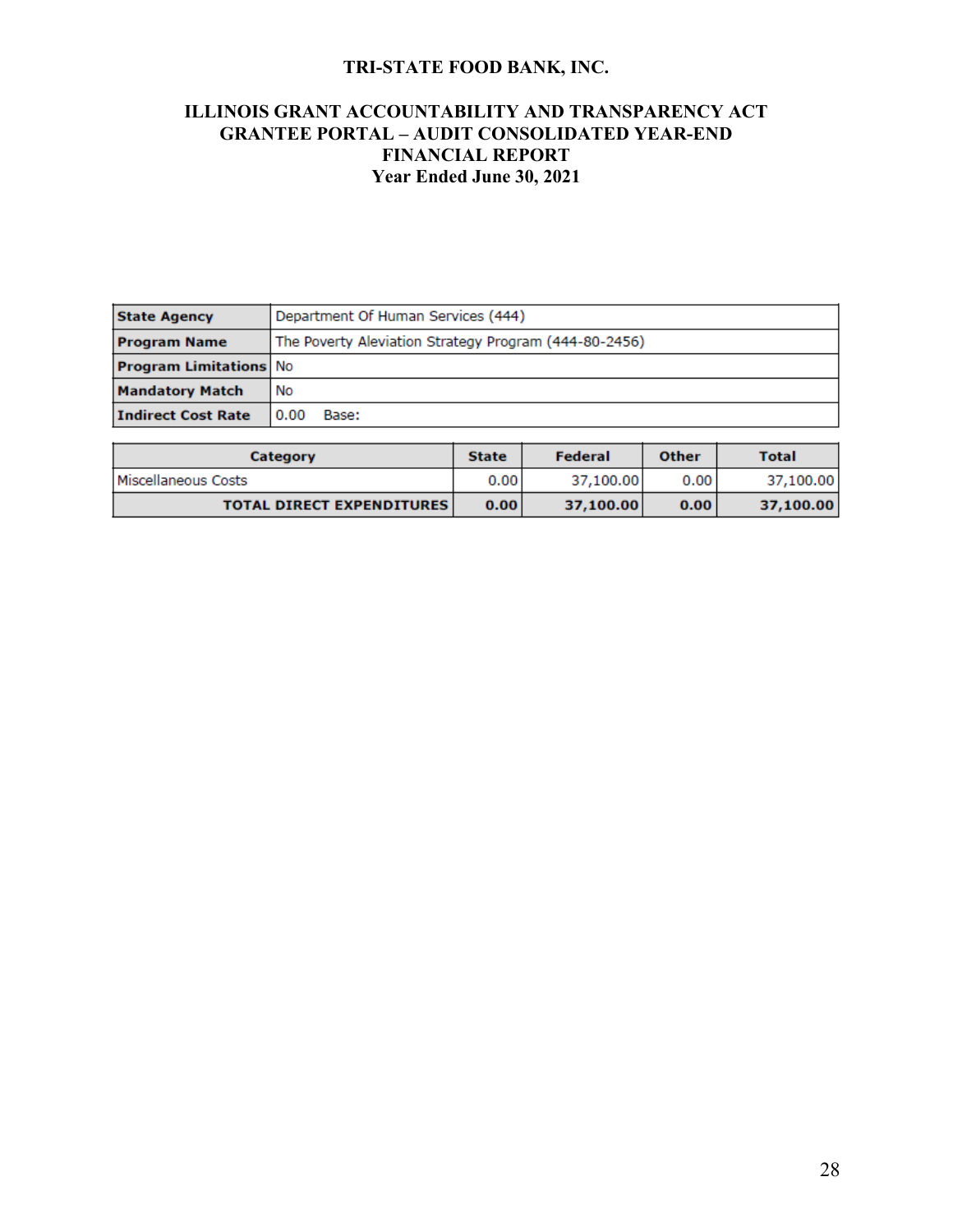**TRI-STATE FOOD BANK, INC.**

**ILLINOIS GRANT ACCOUNTABILITY AND TRANSPARENCY ACT GRANTEE PORTAL – AUDIT CONSOLIDATED YEAR-END FINANCIAL REPORT**
**Year Ended June 30, 2021**

| **State Agency** | Department Of Human Services (444) |
|---|---|
| **Program Name** | The Poverty Aleviation Strategy Program (444-80-2456) |
| **Program Limitations** | No |
| **Mandatory Match** | No |
| **Indirect Cost Rate** | 0.00 Base: |

| Category | State | Federal | Other | Total |
|---|---|---|---|---|
| Miscellaneous Costs | 0.00 | 37,100.00 | 0.00 | 37,100.00 |
| **TOTAL DIRECT EXPENDITURES** | **0.00** | **37,100.00** | **0.00** | **37,100.00** |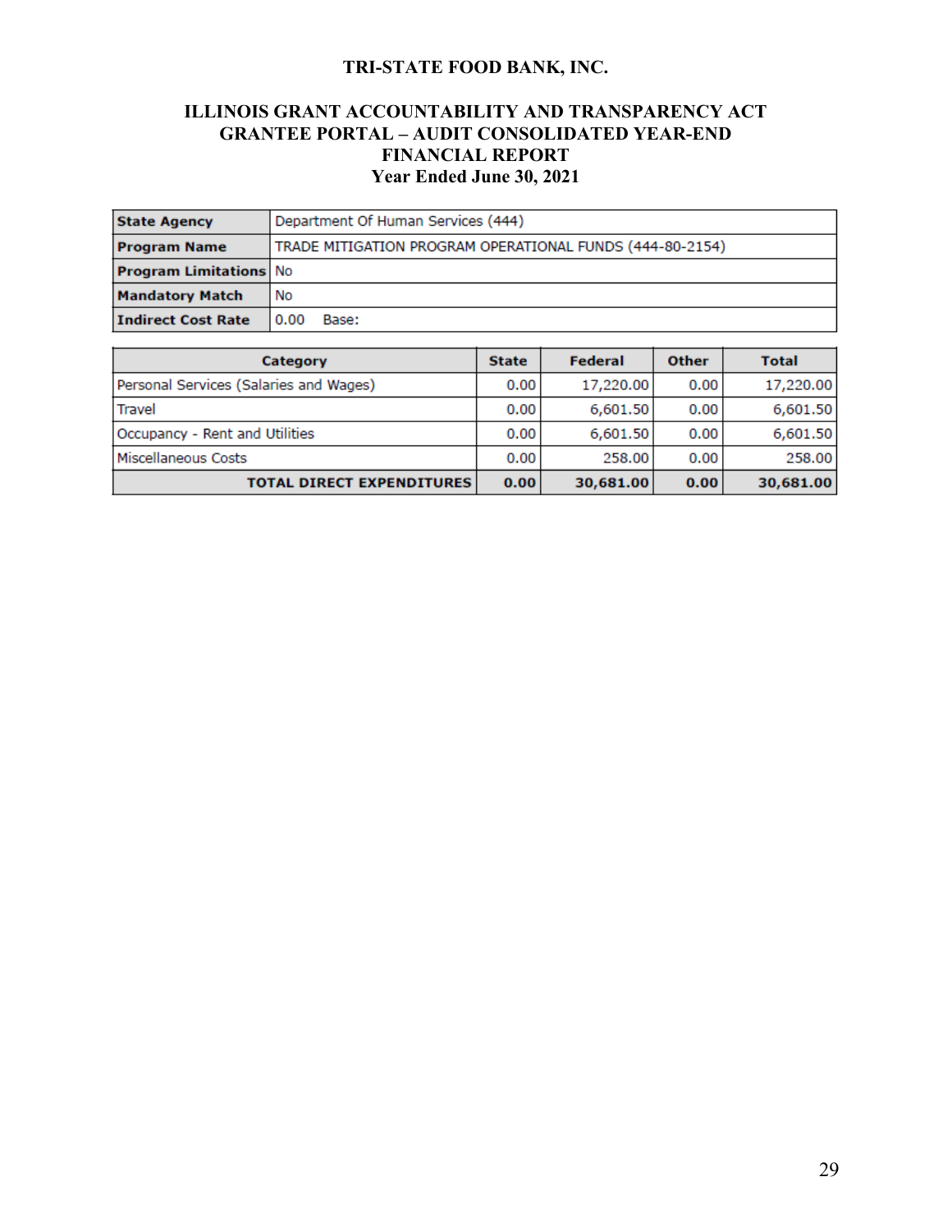# TRI-STATE FOOD BANK, INC.

## ILLINOIS GRANT ACCOUNTABILITY AND TRANSPARENCY ACT GRANTEE PORTAL – AUDIT CONSOLIDATED YEAR-END FINANCIAL REPORT

### Year Ended June 30, 2021

| | |
|---|---|
| **State Agency** | Department Of Human Services (444) |
| **Program Name** | TRADE MITIGATION PROGRAM OPERATIONAL FUNDS (444-80-2154) |
| **Program Limitations** | No |
| **Mandatory Match** | No |
| **Indirect Cost Rate** | 0.00 Base: |

| Category | State | Federal | Other | Total |
|---|---|---|---|---|
| Personal Services (Salaries and Wages) | 0.00 | 17,220.00 | 0.00 | 17,220.00 |
| Travel | 0.00 | 6,601.50 | 0.00 | 6,601.50 |
| Occupancy - Rent and Utilities | 0.00 | 6,601.50 | 0.00 | 6,601.50 |
| Miscellaneous Costs | 0.00 | 258.00 | 0.00 | 258.00 |
| **TOTAL DIRECT EXPENDITURES** | **0.00** | **30,681.00** | **0.00** | **30,681.00** |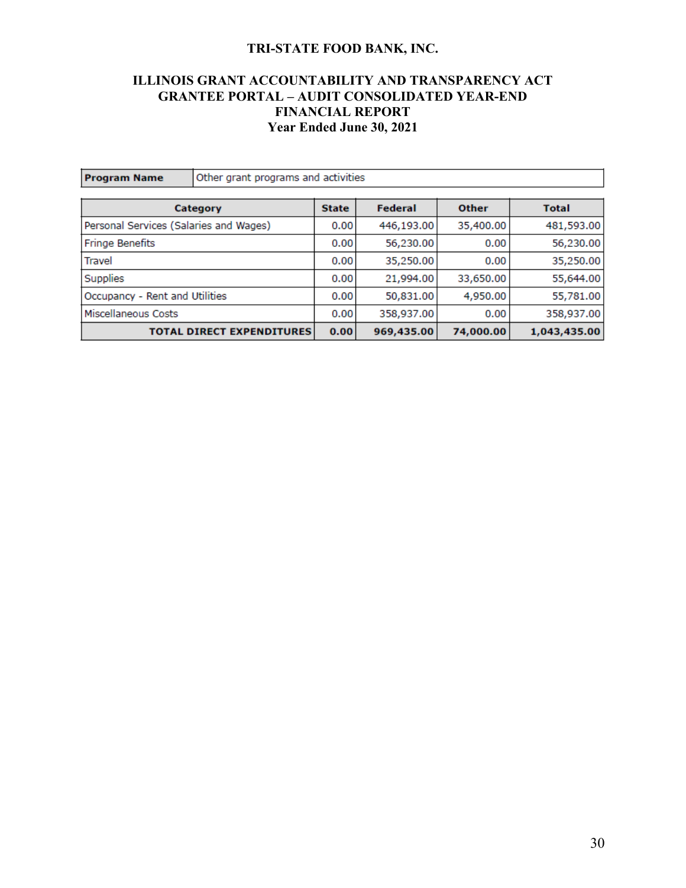**TRI-STATE FOOD BANK, INC.**

**ILLINOIS GRANT ACCOUNTABILITY AND TRANSPARENCY ACT GRANTEE PORTAL – AUDIT CONSOLIDATED YEAR-END FINANCIAL REPORT**
**Year Ended June 30, 2021**

| **Program Name** | Other grant programs and activities |
|---|---|

| **Category** | **State** | **Federal** | **Other** | **Total** |
|---|---|---|---|---|
| Personal Services (Salaries and Wages) | 0.00 | 446,193.00 | 35,400.00 | 481,593.00 |
| Fringe Benefits | 0.00 | 56,230.00 | 0.00 | 56,230.00 |
| Travel | 0.00 | 35,250.00 | 0.00 | 35,250.00 |
| Supplies | 0.00 | 21,994.00 | 33,650.00 | 55,644.00 |
| Occupancy - Rent and Utilities | 0.00 | 50,831.00 | 4,950.00 | 55,781.00 |
| Miscellaneous Costs | 0.00 | 358,937.00 | 0.00 | 358,937.00 |
| **TOTAL DIRECT EXPENDITURES** | **0.00** | **969,435.00** | **74,000.00** | **1,043,435.00** |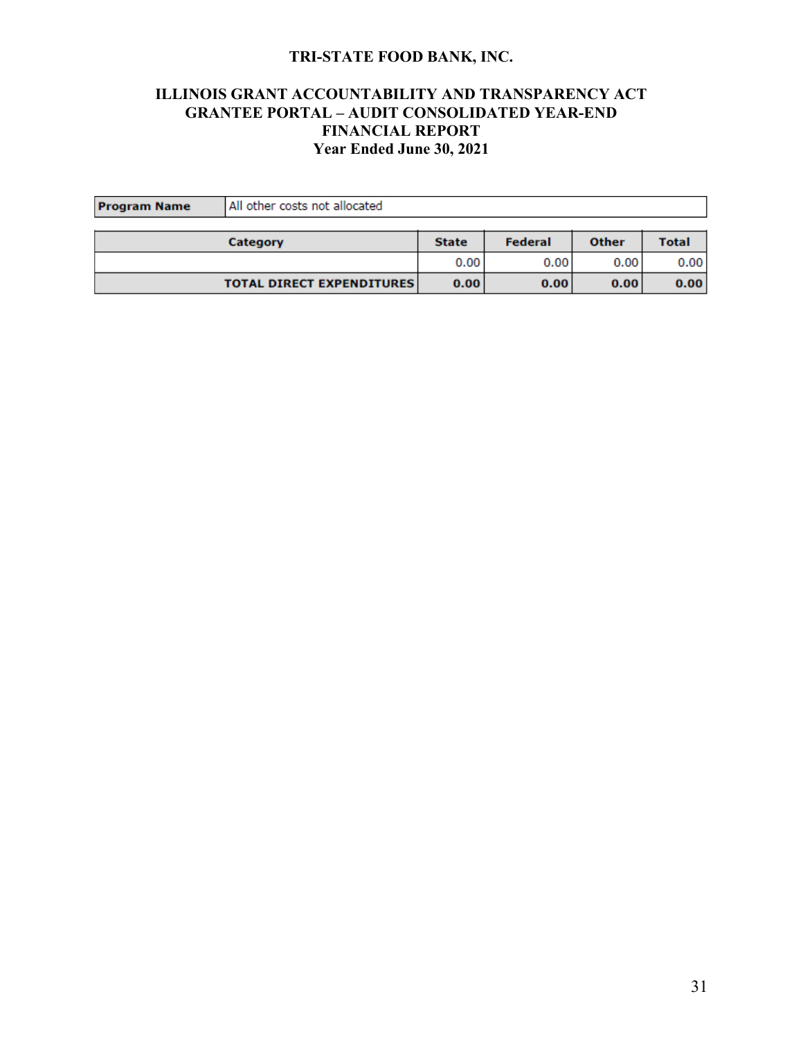# TRI-STATE FOOD BANK, INC.

## ILLINOIS GRANT ACCOUNTABILITY AND TRANSPARENCY ACT GRANTEE PORTAL – AUDIT CONSOLIDATED YEAR-END FINANCIAL REPORT

### Year Ended June 30, 2021

| **Program Name** | All other costs not allocated |
|---|---|

| Category | State | Federal | Other | Total |
|---|---|---|---|---|
| | 0.00 | 0.00 | 0.00 | 0.00 |
| **TOTAL DIRECT EXPENDITURES** | **0.00** | **0.00** | **0.00** | **0.00** |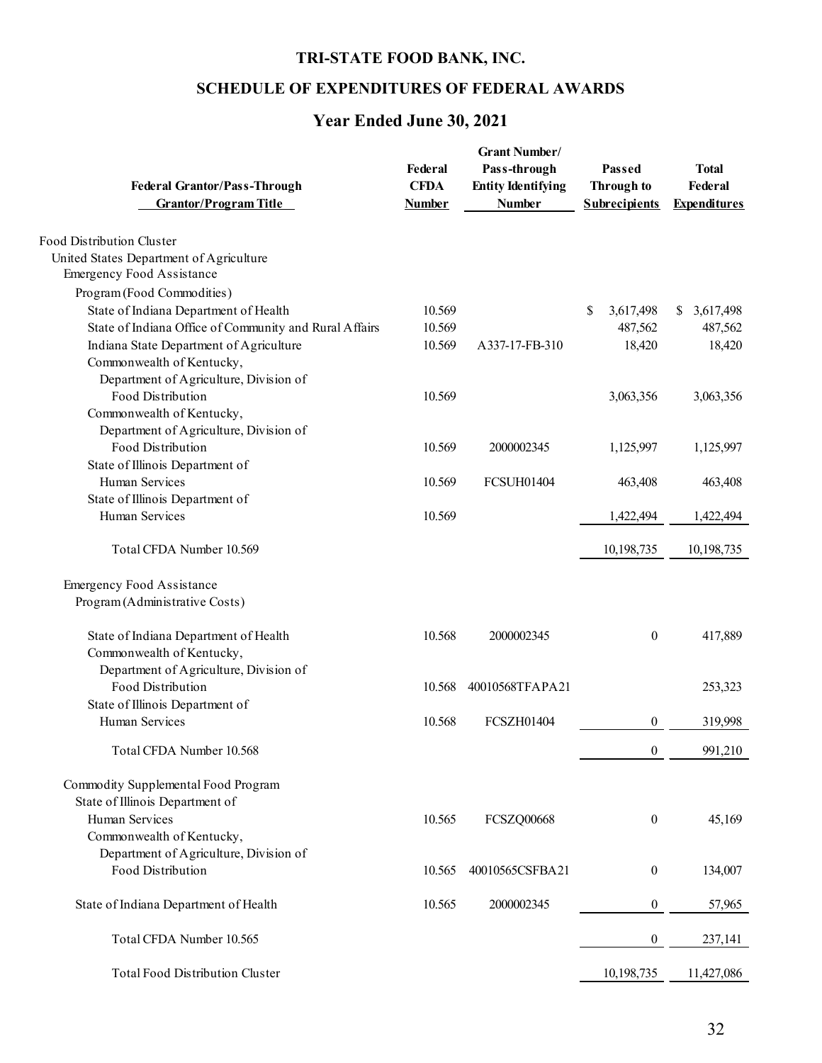# TRI-STATE FOOD BANK, INC.

## SCHEDULE OF EXPENDITURES OF FEDERAL AWARDS

## Year Ended June 30, 2021

| Federal Grantor/Pass-Through Grantor/Program Title | Federal CFDA Number | Grant Number/ Pass-through Entity Identifying Number | Passed Through to Subrecipients | Total Federal Expenditures |
|---|---|---|---|---|
| Food Distribution Cluster | | | | |
| United States Department of Agriculture | | | | |
| Emergency Food Assistance Program (Food Commodities) | | | | |
| State of Indiana Department of Health | 10.569 | | $ 3,617,498 | $ 3,617,498 |
| State of Indiana Office of Community and Rural Affairs | 10.569 | | 487,562 | 487,562 |
| Indiana State Department of Agriculture | 10.569 | A337-17-FB-310 | 18,420 | 18,420 |
| Commonwealth of Kentucky, Department of Agriculture, Division of Food Distribution | 10.569 | | 3,063,356 | 3,063,356 |
| Commonwealth of Kentucky, Department of Agriculture, Division of Food Distribution | 10.569 | 2000002345 | 1,125,997 | 1,125,997 |
| State of Illinois Department of Human Services | 10.569 | FCSUH01404 | 463,408 | 463,408 |
| State of Illinois Department of Human Services | 10.569 | | 1,422,494 | 1,422,494 |
| Total CFDA Number 10.569 | | | 10,198,735 | 10,198,735 |
| Emergency Food Assistance Program (Administrative Costs) | | | | |
| State of Indiana Department of Health | 10.568 | 2000002345 | 0 | 417,889 |
| Commonwealth of Kentucky, Department of Agriculture, Division of Food Distribution | 10.568 | 40010568TFAPA21 | | 253,323 |
| State of Illinois Department of Human Services | 10.568 | FCSZH01404 | 0 | 319,998 |
| Total CFDA Number 10.568 | | | 0 | 991,210 |
| Commodity Supplemental Food Program | | | | |
| State of Illinois Department of Human Services | 10.565 | FCSZQ00668 | 0 | 45,169 |
| Commonwealth of Kentucky, Department of Agriculture, Division of Food Distribution | 10.565 | 40010565CSFBA21 | 0 | 134,007 |
| State of Indiana Department of Health | 10.565 | 2000002345 | 0 | 57,965 |
| Total CFDA Number 10.565 | | | 0 | 237,141 |
| Total Food Distribution Cluster | | | 10,198,735 | 11,427,086 |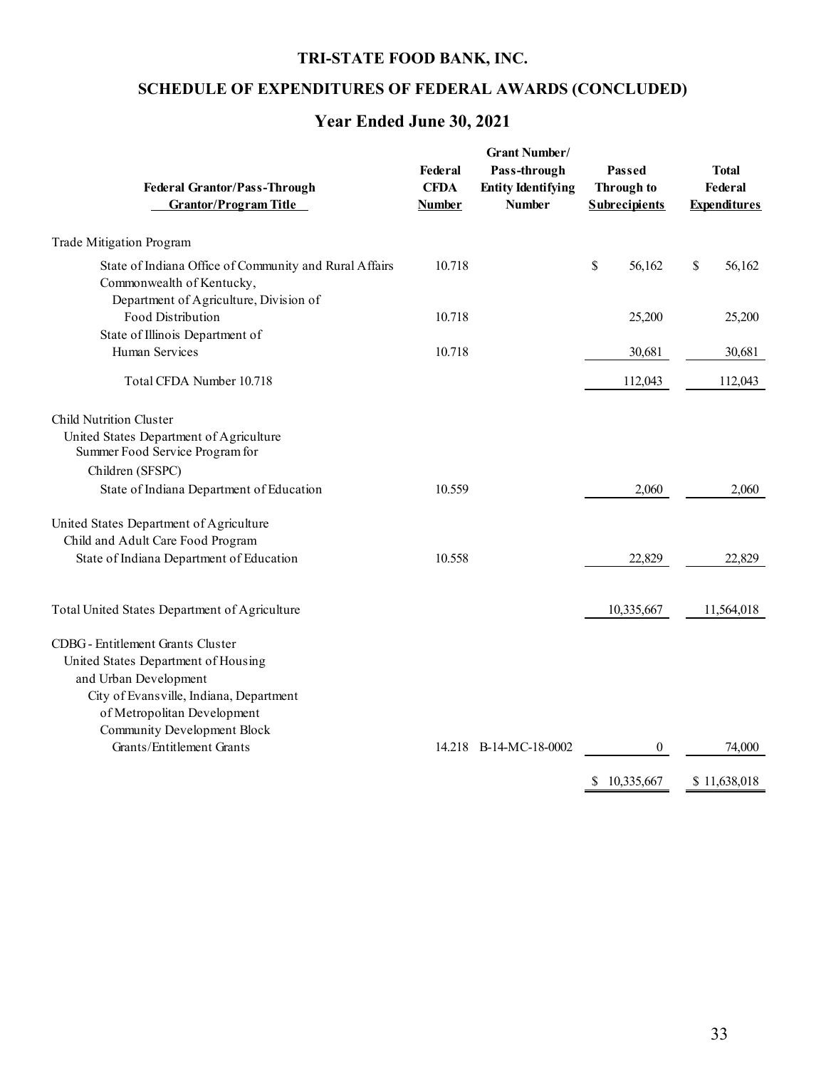# TRI-STATE FOOD BANK, INC.

## SCHEDULE OF EXPENDITURES OF FEDERAL AWARDS (CONCLUDED)

## Year Ended June 30, 2021

| Federal Grantor/Pass-Through Grantor/Program Title | Federal CFDA Number | Grant Number/ Pass-through Entity Identifying Number | Passed Through to Subrecipients | Total Federal Expenditures |
|---|---|---|---|---|
| Trade Mitigation Program | | | | |
| State of Indiana Office of Community and Rural Affairs | 10.718 | | $ 56,162 | $ 56,162 |
| Commonwealth of Kentucky, Department of Agriculture, Division of Food Distribution | 10.718 | | 25,200 | 25,200 |
| State of Illinois Department of Human Services | 10.718 | | 30,681 | 30,681 |
| Total CFDA Number 10.718 | | | 112,043 | 112,043 |
| Child Nutrition Cluster | | | | |
| United States Department of Agriculture | | | | |
| Summer Food Service Program for Children (SFSPC) | | | | |
| State of Indiana Department of Education | 10.559 | | 2,060 | 2,060 |
| United States Department of Agriculture | | | | |
| Child and Adult Care Food Program | | | | |
| State of Indiana Department of Education | 10.558 | | 22,829 | 22,829 |
| Total United States Department of Agriculture | | | 10,335,667 | 11,564,018 |
| CDBG - Entitlement Grants Cluster | | | | |
| United States Department of Housing and Urban Development | | | | |
| City of Evansville, Indiana, Department of Metropolitan Development | | | | |
| Community Development Block Grants/Entitlement Grants | 14.218 | B-14-MC-18-0002 | 0 | 74,000 |
| | | | $ 10,335,667 | $ 11,638,018 |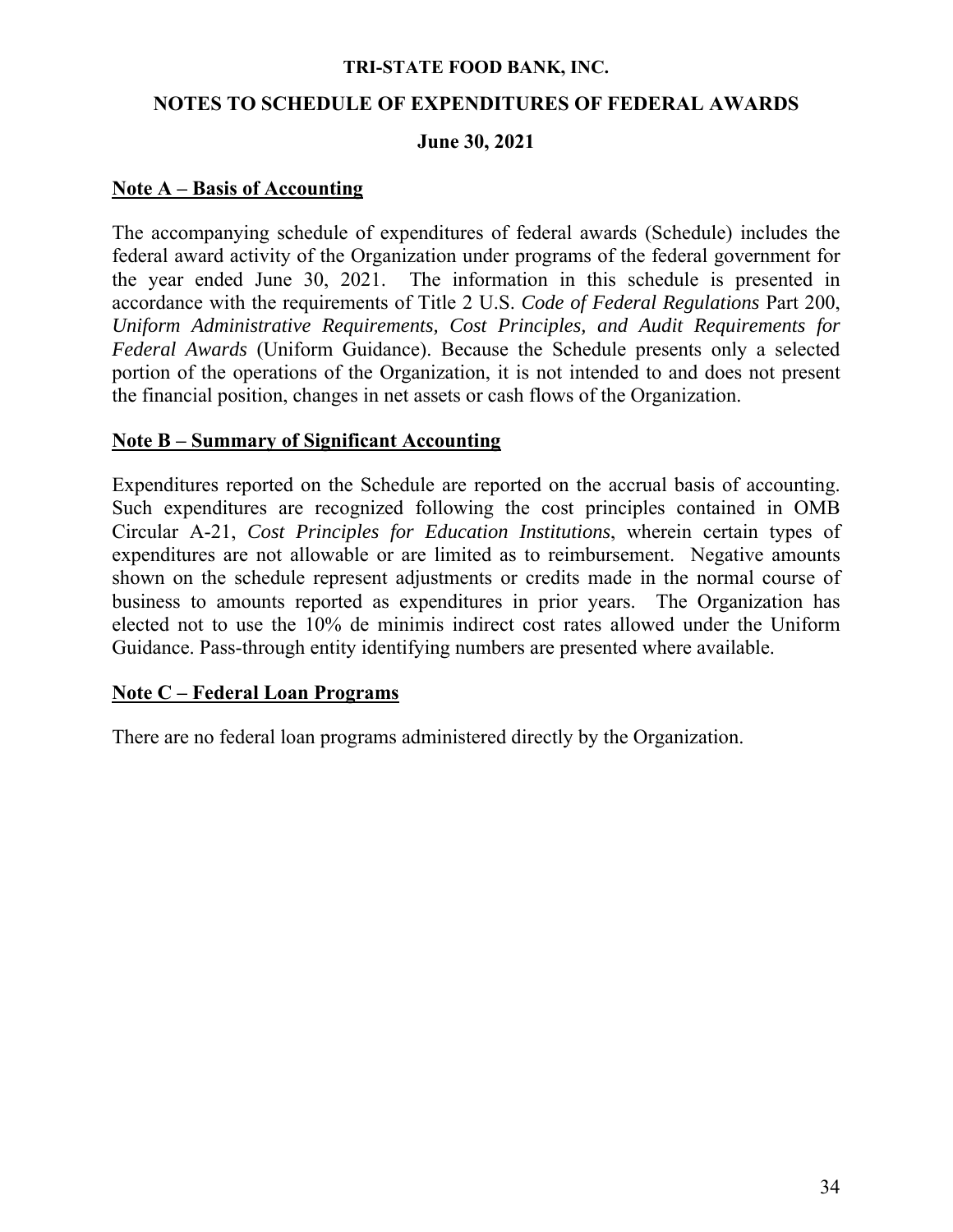**TRI-STATE FOOD BANK, INC.**

**NOTES TO SCHEDULE OF EXPENDITURES OF FEDERAL AWARDS**

**June 30, 2021**

## Note A – Basis of Accounting

The accompanying schedule of expenditures of federal awards (Schedule) includes the federal award activity of the Organization under programs of the federal government for the year ended June 30, 2021. The information in this schedule is presented in accordance with the requirements of Title 2 U.S. *Code of Federal Regulations* Part 200, *Uniform Administrative Requirements, Cost Principles, and Audit Requirements for Federal Awards* (Uniform Guidance). Because the Schedule presents only a selected portion of the operations of the Organization, it is not intended to and does not present the financial position, changes in net assets or cash flows of the Organization.

## Note B – Summary of Significant Accounting

Expenditures reported on the Schedule are reported on the accrual basis of accounting. Such expenditures are recognized following the cost principles contained in OMB Circular A-21, *Cost Principles for Education Institutions*, wherein certain types of expenditures are not allowable or are limited as to reimbursement. Negative amounts shown on the schedule represent adjustments or credits made in the normal course of business to amounts reported as expenditures in prior years. The Organization has elected not to use the 10% de minimis indirect cost rates allowed under the Uniform Guidance. Pass-through entity identifying numbers are presented where available.

## Note C – Federal Loan Programs

There are no federal loan programs administered directly by the Organization.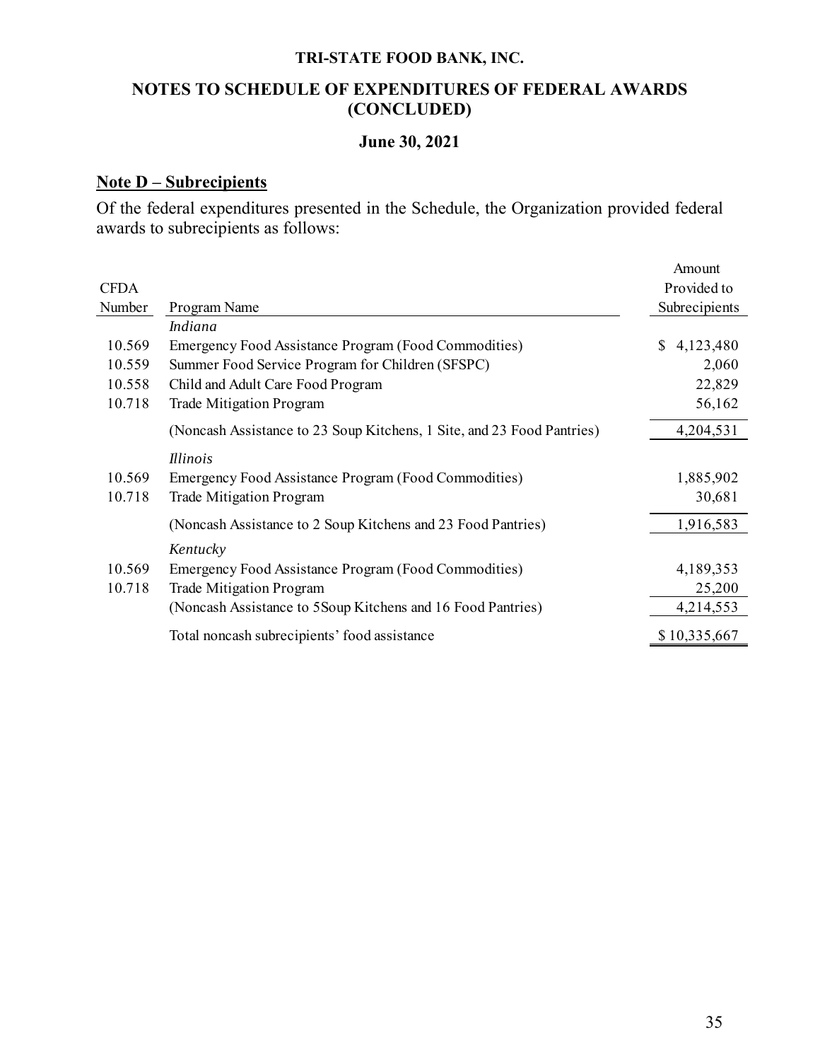**TRI-STATE FOOD BANK, INC.**

**NOTES TO SCHEDULE OF EXPENDITURES OF FEDERAL AWARDS (CONCLUDED)**

**June 30, 2021**

## Note D – Subrecipients

Of the federal expenditures presented in the Schedule, the Organization provided federal awards to subrecipients as follows:

| CFDA Number | Program Name | Amount Provided to Subrecipients |
|---|---|---|
| | *Indiana* | |
| 10.569 | Emergency Food Assistance Program (Food Commodities) | $ 4,123,480 |
| 10.559 | Summer Food Service Program for Children (SFSPC) | 2,060 |
| 10.558 | Child and Adult Care Food Program | 22,829 |
| 10.718 | Trade Mitigation Program | 56,162 |
| | (Noncash Assistance to 23 Soup Kitchens, 1 Site, and 23 Food Pantries) | 4,204,531 |
| | *Illinois* | |
| 10.569 | Emergency Food Assistance Program (Food Commodities) | 1,885,902 |
| 10.718 | Trade Mitigation Program | 30,681 |
| | (Noncash Assistance to 2 Soup Kitchens and 23 Food Pantries) | 1,916,583 |
| | *Kentucky* | |
| 10.569 | Emergency Food Assistance Program (Food Commodities) | 4,189,353 |
| 10.718 | Trade Mitigation Program | 25,200 |
| | (Noncash Assistance to 5Soup Kitchens and 16 Food Pantries) | 4,214,553 |
| | Total noncash subrecipients' food assistance | $ 10,335,667 |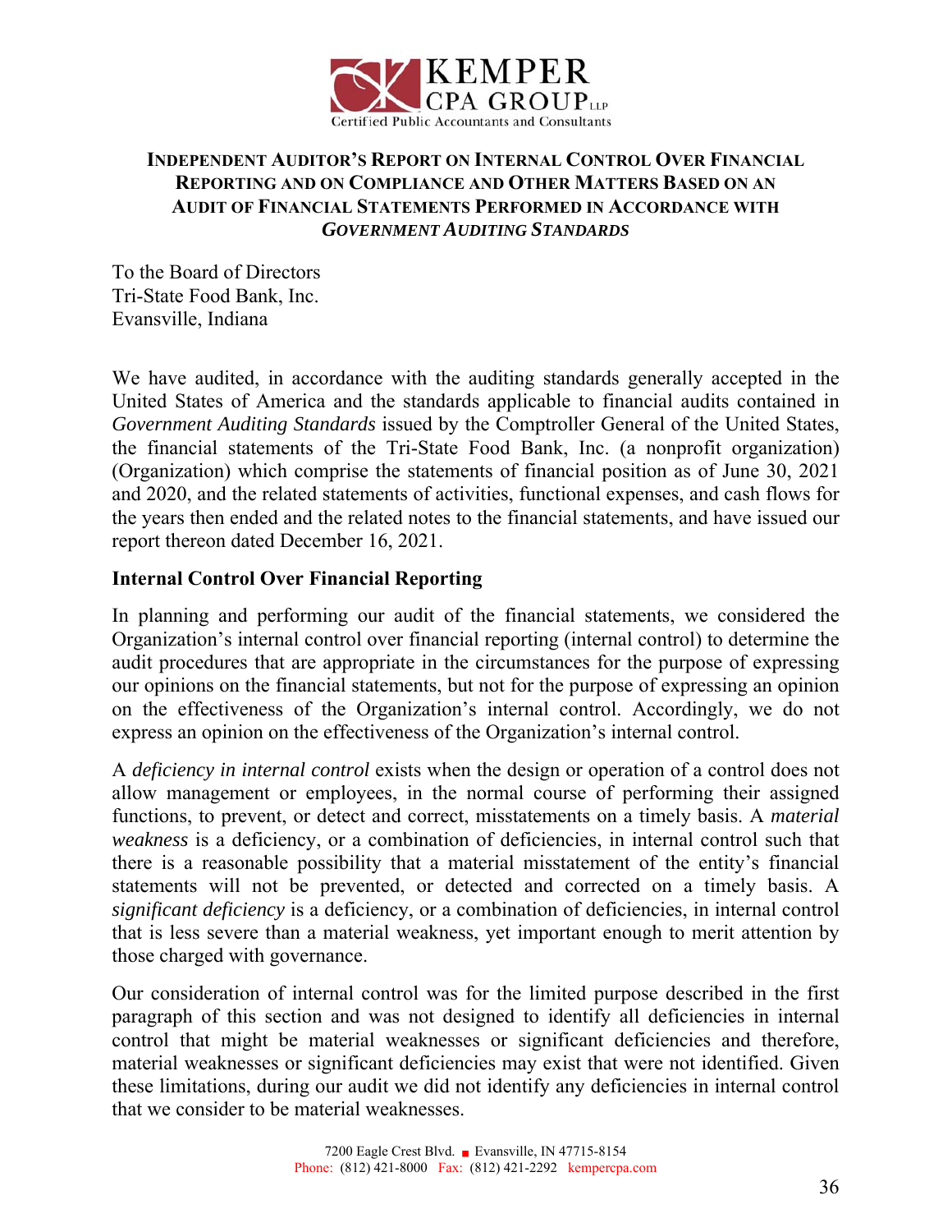**KEMPER CPA GROUP LLP**
Certified Public Accountants and Consultants

# INDEPENDENT AUDITOR'S REPORT ON INTERNAL CONTROL OVER FINANCIAL REPORTING AND ON COMPLIANCE AND OTHER MATTERS BASED ON AN AUDIT OF FINANCIAL STATEMENTS PERFORMED IN ACCORDANCE WITH *GOVERNMENT AUDITING STANDARDS*

To the Board of Directors
Tri-State Food Bank, Inc.
Evansville, Indiana

We have audited, in accordance with the auditing standards generally accepted in the United States of America and the standards applicable to financial audits contained in *Government Auditing Standards* issued by the Comptroller General of the United States, the financial statements of the Tri-State Food Bank, Inc. (a nonprofit organization) (Organization) which comprise the statements of financial position as of June 30, 2021 and 2020, and the related statements of activities, functional expenses, and cash flows for the years then ended and the related notes to the financial statements, and have issued our report thereon dated December 16, 2021.

## Internal Control Over Financial Reporting

In planning and performing our audit of the financial statements, we considered the Organization's internal control over financial reporting (internal control) to determine the audit procedures that are appropriate in the circumstances for the purpose of expressing our opinions on the financial statements, but not for the purpose of expressing an opinion on the effectiveness of the Organization's internal control. Accordingly, we do not express an opinion on the effectiveness of the Organization's internal control.

A *deficiency in internal control* exists when the design or operation of a control does not allow management or employees, in the normal course of performing their assigned functions, to prevent, or detect and correct, misstatements on a timely basis. A *material weakness* is a deficiency, or a combination of deficiencies, in internal control such that there is a reasonable possibility that a material misstatement of the entity's financial statements will not be prevented, or detected and corrected on a timely basis. A *significant deficiency* is a deficiency, or a combination of deficiencies, in internal control that is less severe than a material weakness, yet important enough to merit attention by those charged with governance.

Our consideration of internal control was for the limited purpose described in the first paragraph of this section and was not designed to identify all deficiencies in internal control that might be material weaknesses or significant deficiencies and therefore, material weaknesses or significant deficiencies may exist that were not identified. Given these limitations, during our audit we did not identify any deficiencies in internal control that we consider to be material weaknesses.

7200 Eagle Crest Blvd. ■ Evansville, IN 47715-8154
Phone: (812) 421-8000 Fax: (812) 421-2292 kempercpa.com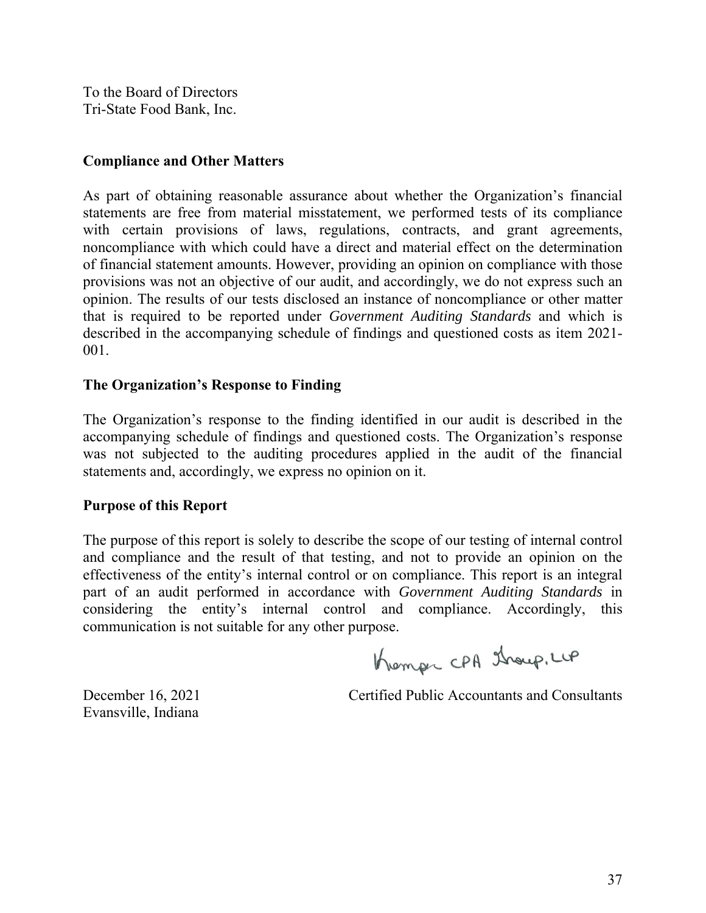To the Board of Directors
Tri-State Food Bank, Inc.

**Compliance and Other Matters**

As part of obtaining reasonable assurance about whether the Organization's financial statements are free from material misstatement, we performed tests of its compliance with certain provisions of laws, regulations, contracts, and grant agreements, noncompliance with which could have a direct and material effect on the determination of financial statement amounts. However, providing an opinion on compliance with those provisions was not an objective of our audit, and accordingly, we do not express such an opinion. The results of our tests disclosed an instance of noncompliance or other matter that is required to be reported under *Government Auditing Standards* and which is described in the accompanying schedule of findings and questioned costs as item 2021-001.

**The Organization's Response to Finding**

The Organization's response to the finding identified in our audit is described in the accompanying schedule of findings and questioned costs. The Organization's response was not subjected to the auditing procedures applied in the audit of the financial statements and, accordingly, we express no opinion on it.

**Purpose of this Report**

The purpose of this report is solely to describe the scope of our testing of internal control and compliance and the result of that testing, and not to provide an opinion on the effectiveness of the entity's internal control or on compliance. This report is an integral part of an audit performed in accordance with *Government Auditing Standards* in considering the entity's internal control and compliance. Accordingly, this communication is not suitable for any other purpose.

Kemper CPA Group, LLP

Certified Public Accountants and Consultants

December 16, 2021
Evansville, Indiana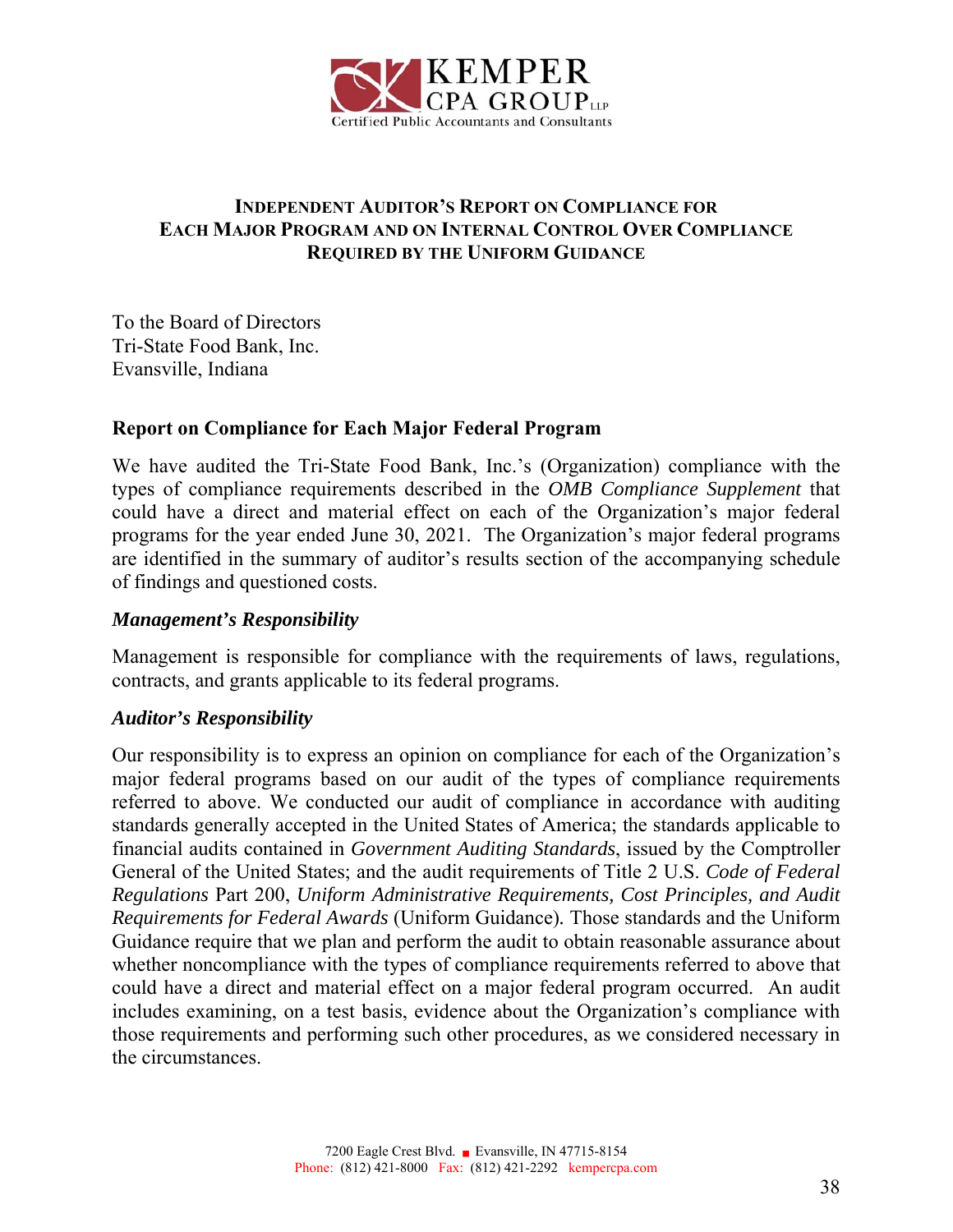KEMPER
CPA GROUP LLP
Certified Public Accountants and Consultants

# INDEPENDENT AUDITOR'S REPORT ON COMPLIANCE FOR EACH MAJOR PROGRAM AND ON INTERNAL CONTROL OVER COMPLIANCE REQUIRED BY THE UNIFORM GUIDANCE

To the Board of Directors
Tri-State Food Bank, Inc.
Evansville, Indiana

## Report on Compliance for Each Major Federal Program

We have audited the Tri-State Food Bank, Inc.'s (Organization) compliance with the types of compliance requirements described in the *OMB Compliance Supplement* that could have a direct and material effect on each of the Organization's major federal programs for the year ended June 30, 2021. The Organization's major federal programs are identified in the summary of auditor's results section of the accompanying schedule of findings and questioned costs.

### *Management's Responsibility*

Management is responsible for compliance with the requirements of laws, regulations, contracts, and grants applicable to its federal programs.

### *Auditor's Responsibility*

Our responsibility is to express an opinion on compliance for each of the Organization's major federal programs based on our audit of the types of compliance requirements referred to above. We conducted our audit of compliance in accordance with auditing standards generally accepted in the United States of America; the standards applicable to financial audits contained in *Government Auditing Standards*, issued by the Comptroller General of the United States; and the audit requirements of Title 2 U.S. *Code of Federal Regulations* Part 200, *Uniform Administrative Requirements, Cost Principles, and Audit Requirements for Federal Awards* (Uniform Guidance). Those standards and the Uniform Guidance require that we plan and perform the audit to obtain reasonable assurance about whether noncompliance with the types of compliance requirements referred to above that could have a direct and material effect on a major federal program occurred. An audit includes examining, on a test basis, evidence about the Organization's compliance with those requirements and performing such other procedures, as we considered necessary in the circumstances.

7200 Eagle Crest Blvd. ■ Evansville, IN 47715-8154
Phone: (812) 421-8000 Fax: (812) 421-2292 kempercpa.com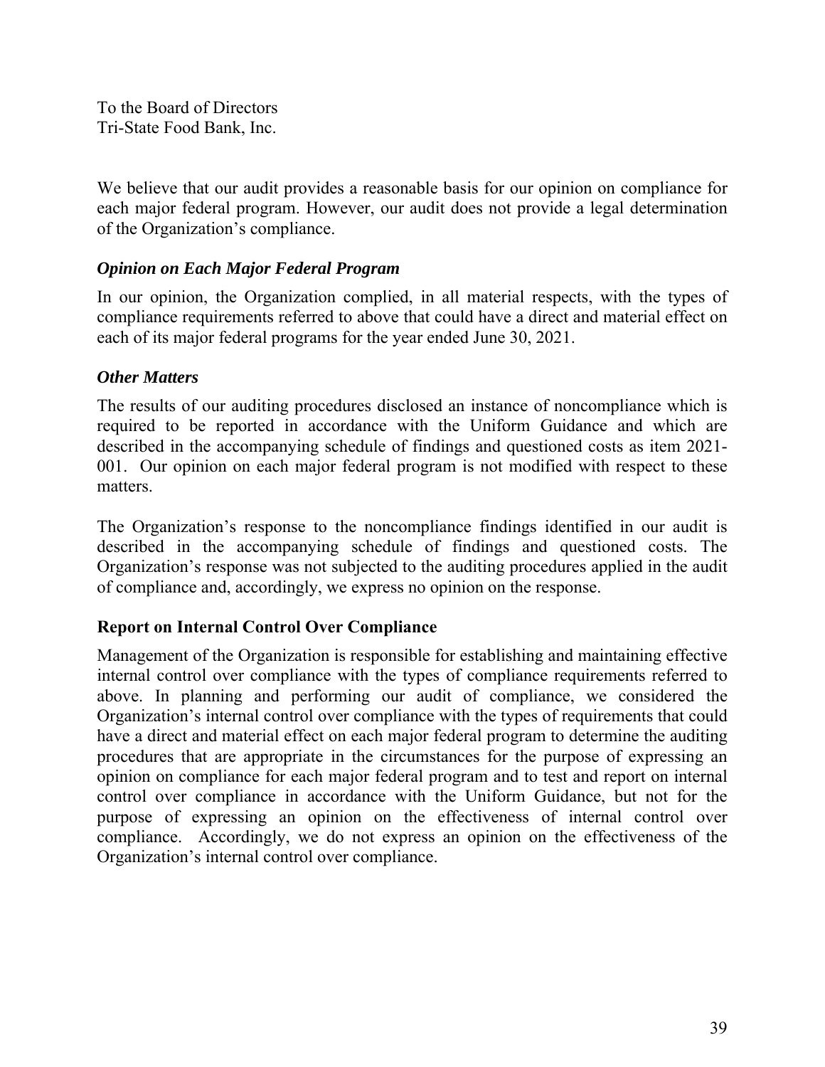To the Board of Directors
Tri-State Food Bank, Inc.

We believe that our audit provides a reasonable basis for our opinion on compliance for each major federal program. However, our audit does not provide a legal determination of the Organization's compliance.

### *Opinion on Each Major Federal Program*

In our opinion, the Organization complied, in all material respects, with the types of compliance requirements referred to above that could have a direct and material effect on each of its major federal programs for the year ended June 30, 2021.

### *Other Matters*

The results of our auditing procedures disclosed an instance of noncompliance which is required to be reported in accordance with the Uniform Guidance and which are described in the accompanying schedule of findings and questioned costs as item 2021-001. Our opinion on each major federal program is not modified with respect to these matters.

The Organization's response to the noncompliance findings identified in our audit is described in the accompanying schedule of findings and questioned costs. The Organization's response was not subjected to the auditing procedures applied in the audit of compliance and, accordingly, we express no opinion on the response.

## Report on Internal Control Over Compliance

Management of the Organization is responsible for establishing and maintaining effective internal control over compliance with the types of compliance requirements referred to above. In planning and performing our audit of compliance, we considered the Organization's internal control over compliance with the types of requirements that could have a direct and material effect on each major federal program to determine the auditing procedures that are appropriate in the circumstances for the purpose of expressing an opinion on compliance for each major federal program and to test and report on internal control over compliance in accordance with the Uniform Guidance, but not for the purpose of expressing an opinion on the effectiveness of internal control over compliance. Accordingly, we do not express an opinion on the effectiveness of the Organization's internal control over compliance.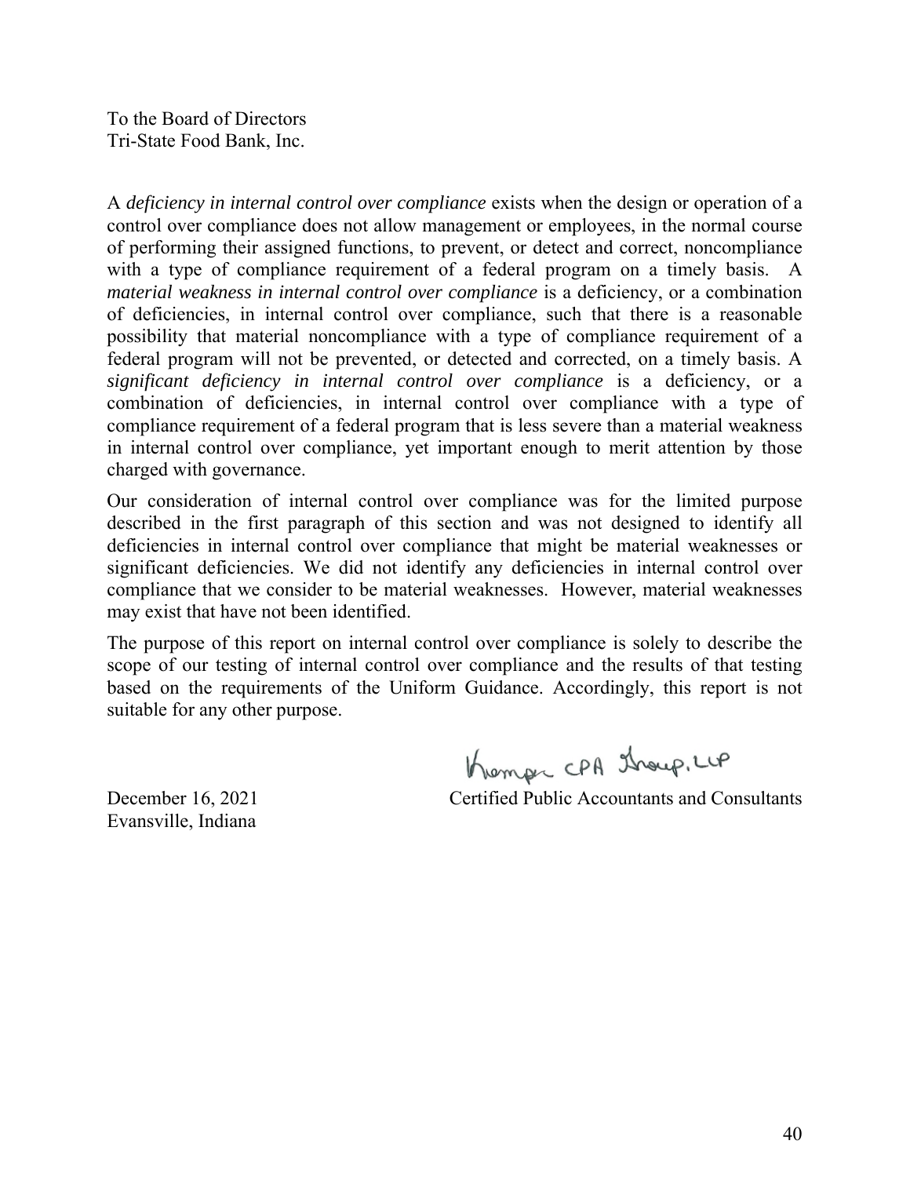To the Board of Directors
Tri-State Food Bank, Inc.

A *deficiency in internal control over compliance* exists when the design or operation of a control over compliance does not allow management or employees, in the normal course of performing their assigned functions, to prevent, or detect and correct, noncompliance with a type of compliance requirement of a federal program on a timely basis. A *material weakness in internal control over compliance* is a deficiency, or a combination of deficiencies, in internal control over compliance, such that there is a reasonable possibility that material noncompliance with a type of compliance requirement of a federal program will not be prevented, or detected and corrected, on a timely basis. A *significant deficiency in internal control over compliance* is a deficiency, or a combination of deficiencies, in internal control over compliance with a type of compliance requirement of a federal program that is less severe than a material weakness in internal control over compliance, yet important enough to merit attention by those charged with governance.

Our consideration of internal control over compliance was for the limited purpose described in the first paragraph of this section and was not designed to identify all deficiencies in internal control over compliance that might be material weaknesses or significant deficiencies. We did not identify any deficiencies in internal control over compliance that we consider to be material weaknesses. However, material weaknesses may exist that have not been identified.

The purpose of this report on internal control over compliance is solely to describe the scope of our testing of internal control over compliance and the results of that testing based on the requirements of the Uniform Guidance. Accordingly, this report is not suitable for any other purpose.

Kemper CPA Group, LLP

Certified Public Accountants and Consultants

December 16, 2021
Evansville, Indiana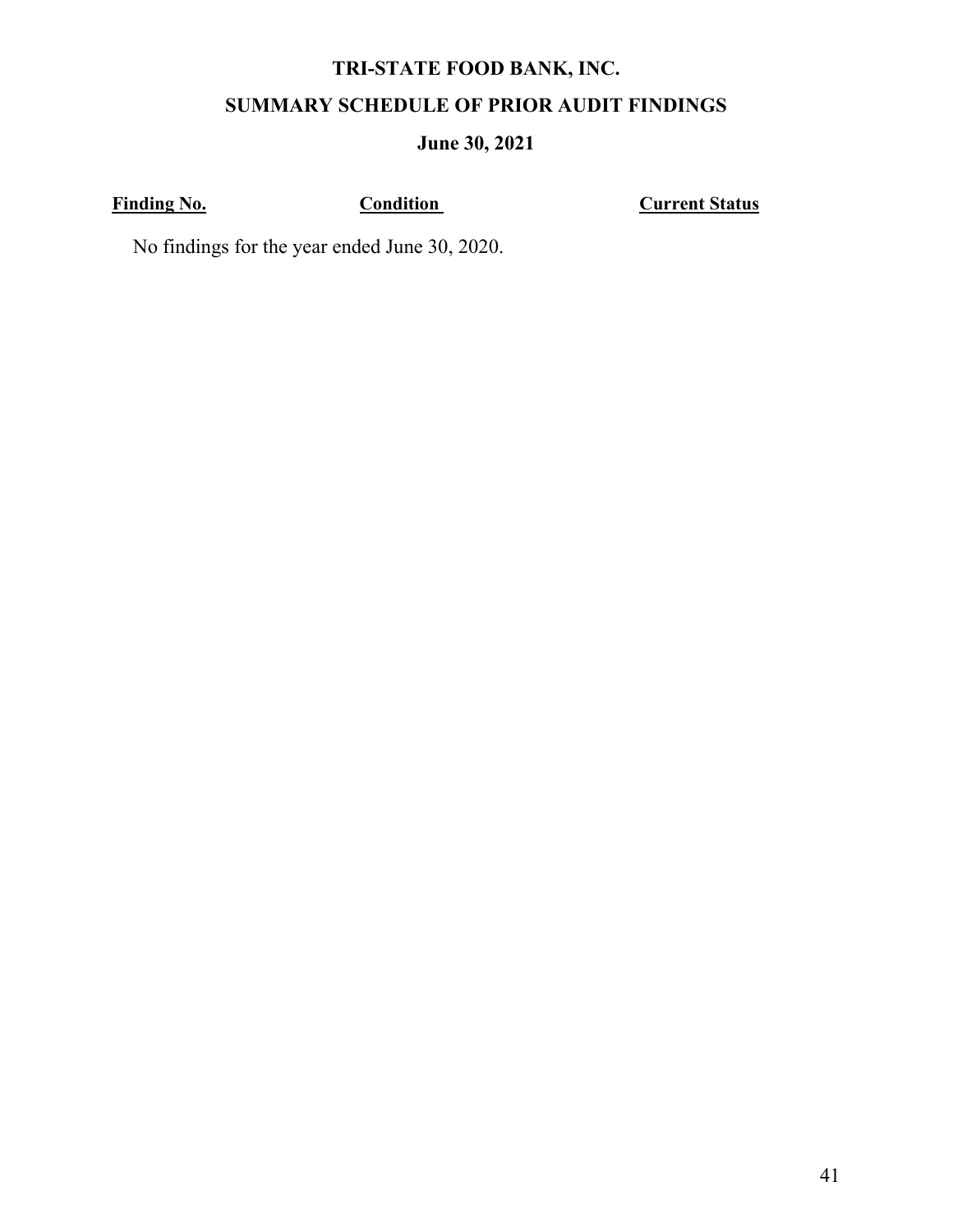# TRI-STATE FOOD BANK, INC.

## SUMMARY SCHEDULE OF PRIOR AUDIT FINDINGS

### June 30, 2021

| Finding No. | Condition | Current Status |
|---|---|---|

No findings for the year ended June 30, 2020.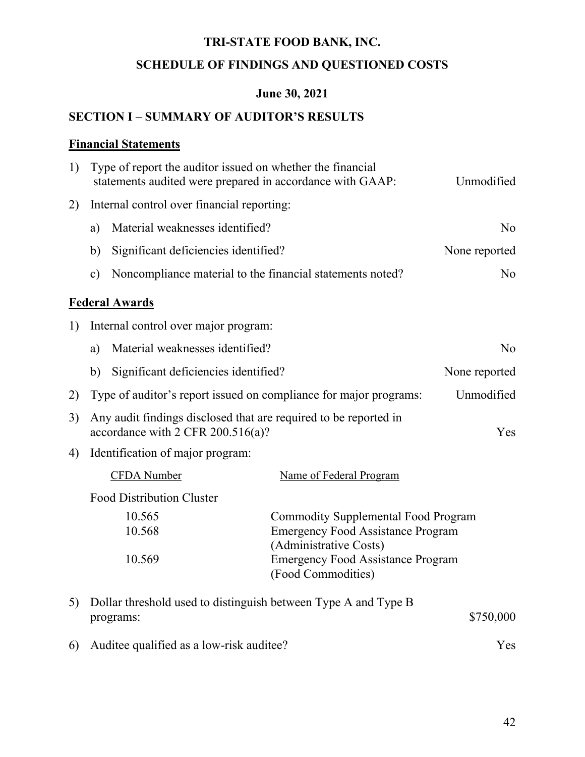# TRI-STATE FOOD BANK, INC.

## SCHEDULE OF FINDINGS AND QUESTIONED COSTS

### June 30, 2021

### SECTION I – SUMMARY OF AUDITOR'S RESULTS

**Financial Statements**

1) Type of report the auditor issued on whether the financial statements audited were prepared in accordance with GAAP: Unmodified

2) Internal control over financial reporting:

   a) Material weaknesses identified? No

   b) Significant deficiencies identified? None reported

   c) Noncompliance material to the financial statements noted? No

**Federal Awards**

1) Internal control over major program:

   a) Material weaknesses identified? No

   b) Significant deficiencies identified? None reported

2) Type of auditor's report issued on compliance for major programs: Unmodified

3) Any audit findings disclosed that are required to be reported in accordance with 2 CFR 200.516(a)? Yes

4) Identification of major program:

| CFDA Number | Name of Federal Program |
|---|---|
| Food Distribution Cluster | |
| 10.565 | Commodity Supplemental Food Program |
| 10.568 | Emergency Food Assistance Program (Administrative Costs) |
| 10.569 | Emergency Food Assistance Program (Food Commodities) |

5) Dollar threshold used to distinguish between Type A and Type B programs: $750,000

6) Auditee qualified as a low-risk auditee? Yes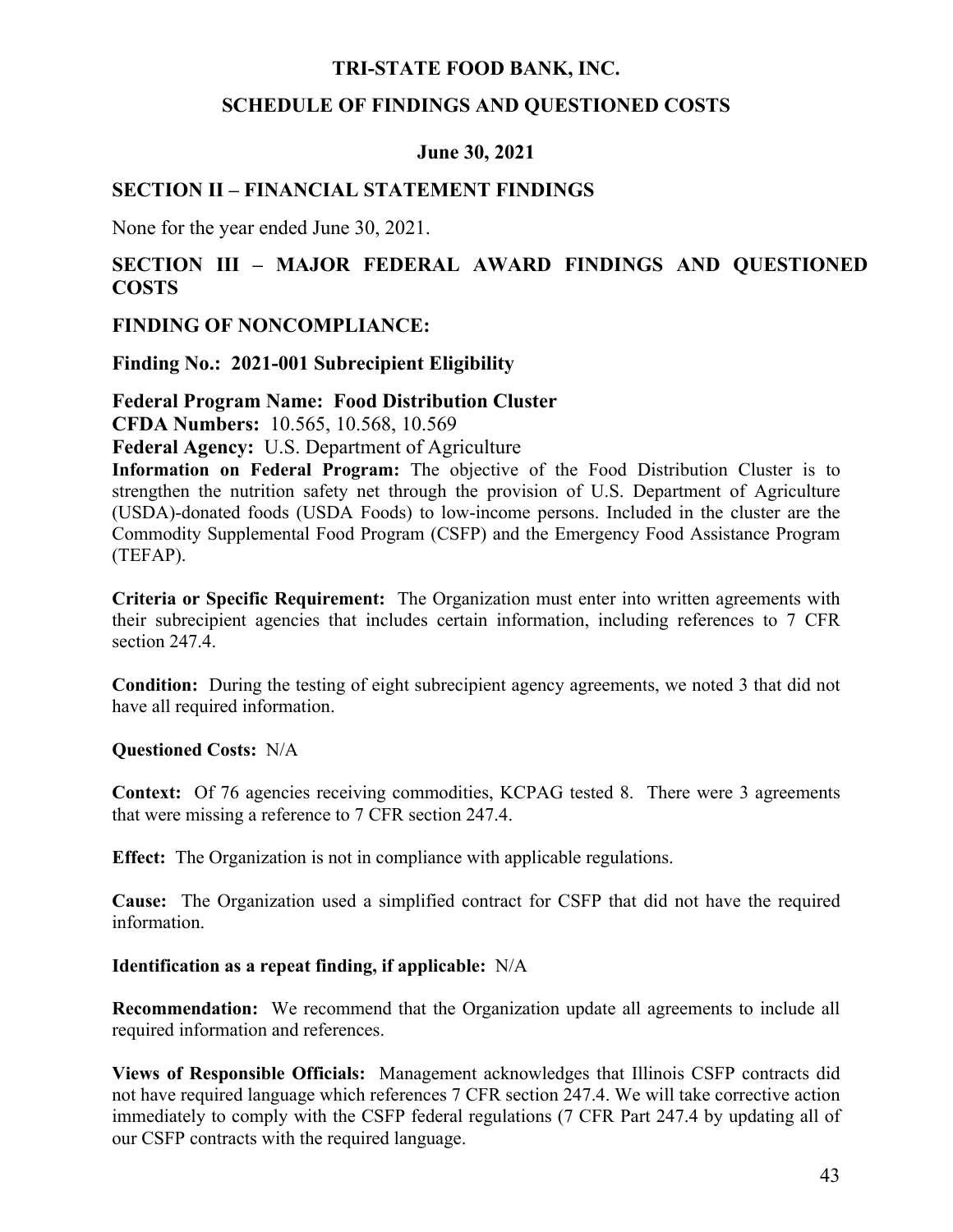# TRI-STATE FOOD BANK, INC.

## SCHEDULE OF FINDINGS AND QUESTIONED COSTS

### June 30, 2021

## SECTION II – FINANCIAL STATEMENT FINDINGS

None for the year ended June 30, 2021.

## SECTION III – MAJOR FEDERAL AWARD FINDINGS AND QUESTIONED COSTS

## FINDING OF NONCOMPLIANCE:

### Finding No.: 2021-001 Subrecipient Eligibility

**Federal Program Name: Food Distribution Cluster**
**CFDA Numbers:** 10.565, 10.568, 10.569
**Federal Agency:** U.S. Department of Agriculture
**Information on Federal Program:** The objective of the Food Distribution Cluster is to strengthen the nutrition safety net through the provision of U.S. Department of Agriculture (USDA)-donated foods (USDA Foods) to low-income persons. Included in the cluster are the Commodity Supplemental Food Program (CSFP) and the Emergency Food Assistance Program (TEFAP).

**Criteria or Specific Requirement:** The Organization must enter into written agreements with their subrecipient agencies that includes certain information, including references to 7 CFR section 247.4.

**Condition:** During the testing of eight subrecipient agency agreements, we noted 3 that did not have all required information.

**Questioned Costs:** N/A

**Context:** Of 76 agencies receiving commodities, KCPAG tested 8. There were 3 agreements that were missing a reference to 7 CFR section 247.4.

**Effect:** The Organization is not in compliance with applicable regulations.

**Cause:** The Organization used a simplified contract for CSFP that did not have the required information.

**Identification as a repeat finding, if applicable:** N/A

**Recommendation:** We recommend that the Organization update all agreements to include all required information and references.

**Views of Responsible Officials:** Management acknowledges that Illinois CSFP contracts did not have required language which references 7 CFR section 247.4. We will take corrective action immediately to comply with the CSFP federal regulations (7 CFR Part 247.4 by updating all of our CSFP contracts with the required language.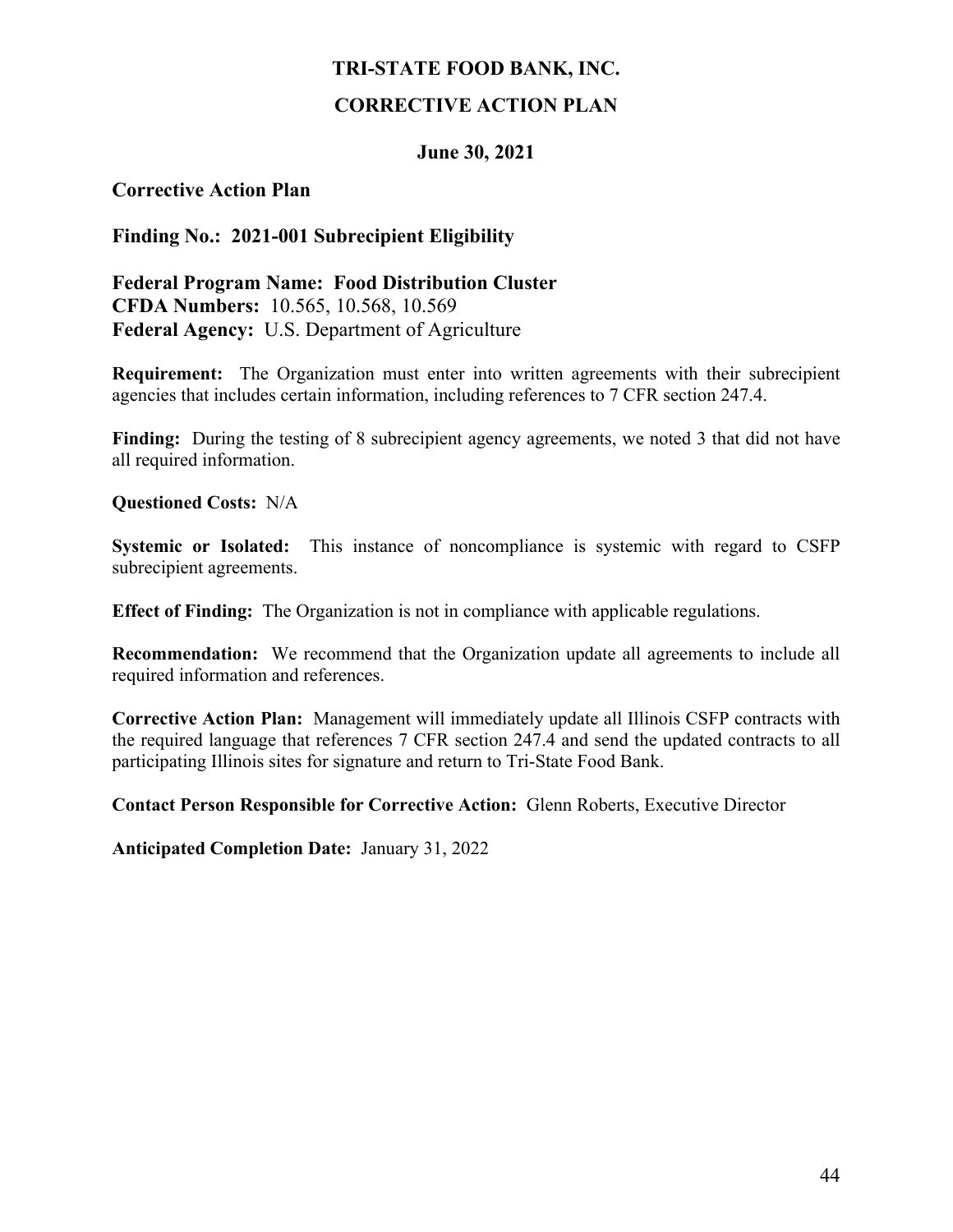# TRI-STATE FOOD BANK, INC.

## CORRECTIVE ACTION PLAN

### June 30, 2021

**Corrective Action Plan**

**Finding No.: 2021-001 Subrecipient Eligibility**

**Federal Program Name: Food Distribution Cluster**
**CFDA Numbers:** 10.565, 10.568, 10.569
**Federal Agency:** U.S. Department of Agriculture

**Requirement:** The Organization must enter into written agreements with their subrecipient agencies that includes certain information, including references to 7 CFR section 247.4.

**Finding:** During the testing of 8 subrecipient agency agreements, we noted 3 that did not have all required information.

**Questioned Costs:** N/A

**Systemic or Isolated:** This instance of noncompliance is systemic with regard to CSFP subrecipient agreements.

**Effect of Finding:** The Organization is not in compliance with applicable regulations.

**Recommendation:** We recommend that the Organization update all agreements to include all required information and references.

**Corrective Action Plan:** Management will immediately update all Illinois CSFP contracts with the required language that references 7 CFR section 247.4 and send the updated contracts to all participating Illinois sites for signature and return to Tri-State Food Bank.

**Contact Person Responsible for Corrective Action:** Glenn Roberts, Executive Director

**Anticipated Completion Date:** January 31, 2022